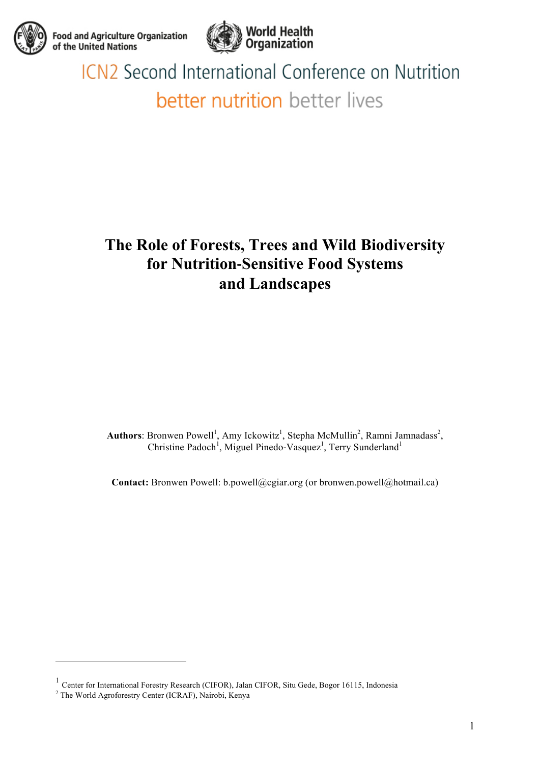Food and Agriculture Organization of the United Nations

World Health Organization

ICN2 Second International Conference on Nutrition

better nutrition better lives

# The Role of Forests, Trees and Wild Biodiversity for Nutrition-Sensitive Food Systems and Landscapes

**Authors**: Bronwen Powell[1], Amy Ickowitz[1], Stepha McMullin[2], Ramni Jamnadass[2], Christine Padoch[1], Miguel Pinedo-Vasquez[1], Terry Sunderland[1]

**Contact:** Bronwen Powell: b.powell@cgiar.org (or bronwen.powell@hotmail.ca)

---

[1] Center for International Forestry Research (CIFOR), Jalan CIFOR, Situ Gede, Bogor 16115, Indonesia

[2] The World Agroforestry Center (ICRAF), Nairobi, Kenya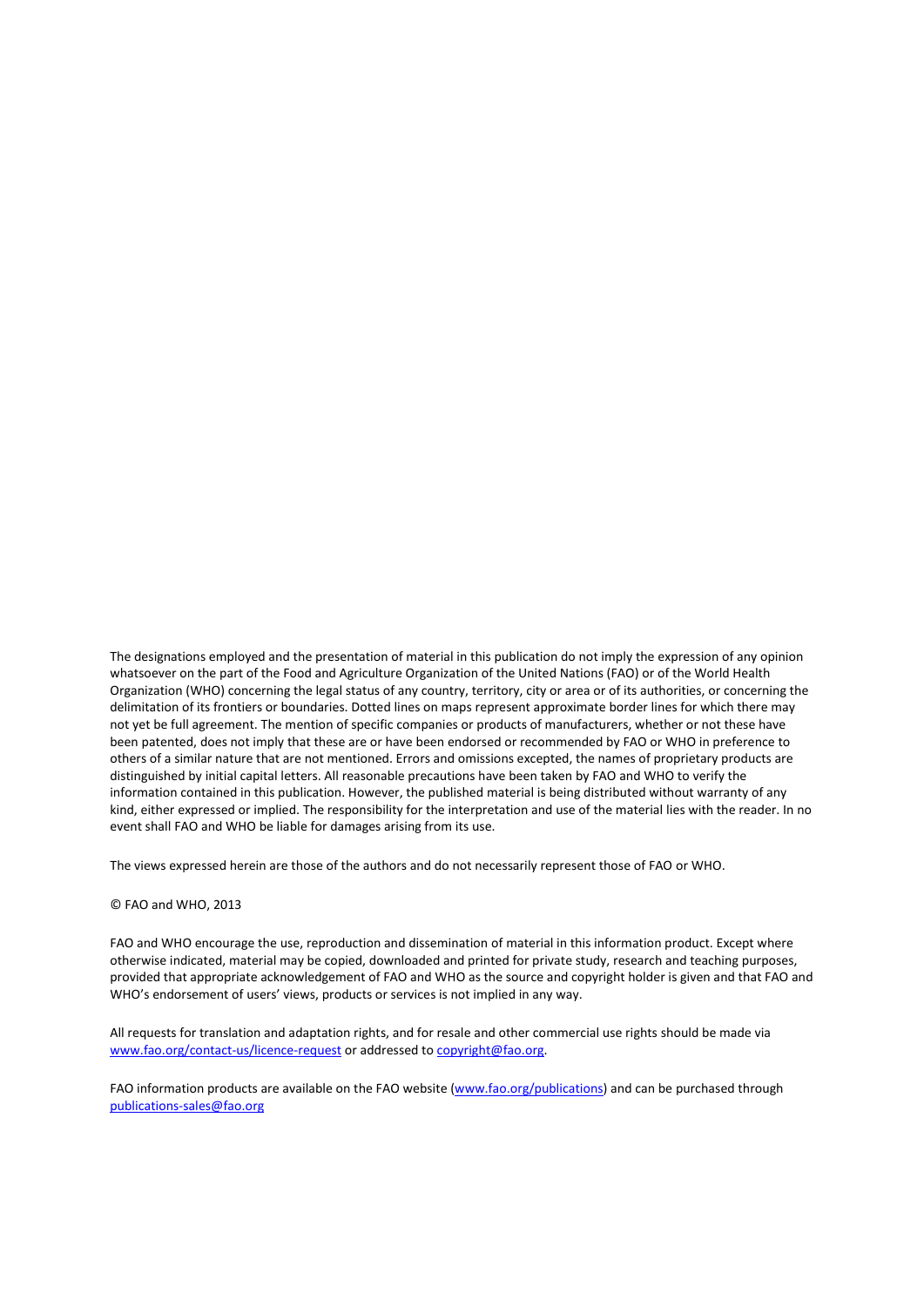The designations employed and the presentation of material in this publication do not imply the expression of any opinion whatsoever on the part of the Food and Agriculture Organization of the United Nations (FAO) or of the World Health Organization (WHO) concerning the legal status of any country, territory, city or area or of its authorities, or concerning the delimitation of its frontiers or boundaries. Dotted lines on maps represent approximate border lines for which there may not yet be full agreement. The mention of specific companies or products of manufacturers, whether or not these have been patented, does not imply that these are or have been endorsed or recommended by FAO or WHO in preference to others of a similar nature that are not mentioned. Errors and omissions excepted, the names of proprietary products are distinguished by initial capital letters. All reasonable precautions have been taken by FAO and WHO to verify the information contained in this publication. However, the published material is being distributed without warranty of any kind, either expressed or implied. The responsibility for the interpretation and use of the material lies with the reader. In no event shall FAO and WHO be liable for damages arising from its use.

The views expressed herein are those of the authors and do not necessarily represent those of FAO or WHO.

© FAO and WHO, 2013

FAO and WHO encourage the use, reproduction and dissemination of material in this information product. Except where otherwise indicated, material may be copied, downloaded and printed for private study, research and teaching purposes, provided that appropriate acknowledgement of FAO and WHO as the source and copyright holder is given and that FAO and WHO's endorsement of users' views, products or services is not implied in any way.

All requests for translation and adaptation rights, and for resale and other commercial use rights should be made via www.fao.org/contact-us/licence-request or addressed to copyright@fao.org.

FAO information products are available on the FAO website (www.fao.org/publications) and can be purchased through publications-sales@fao.org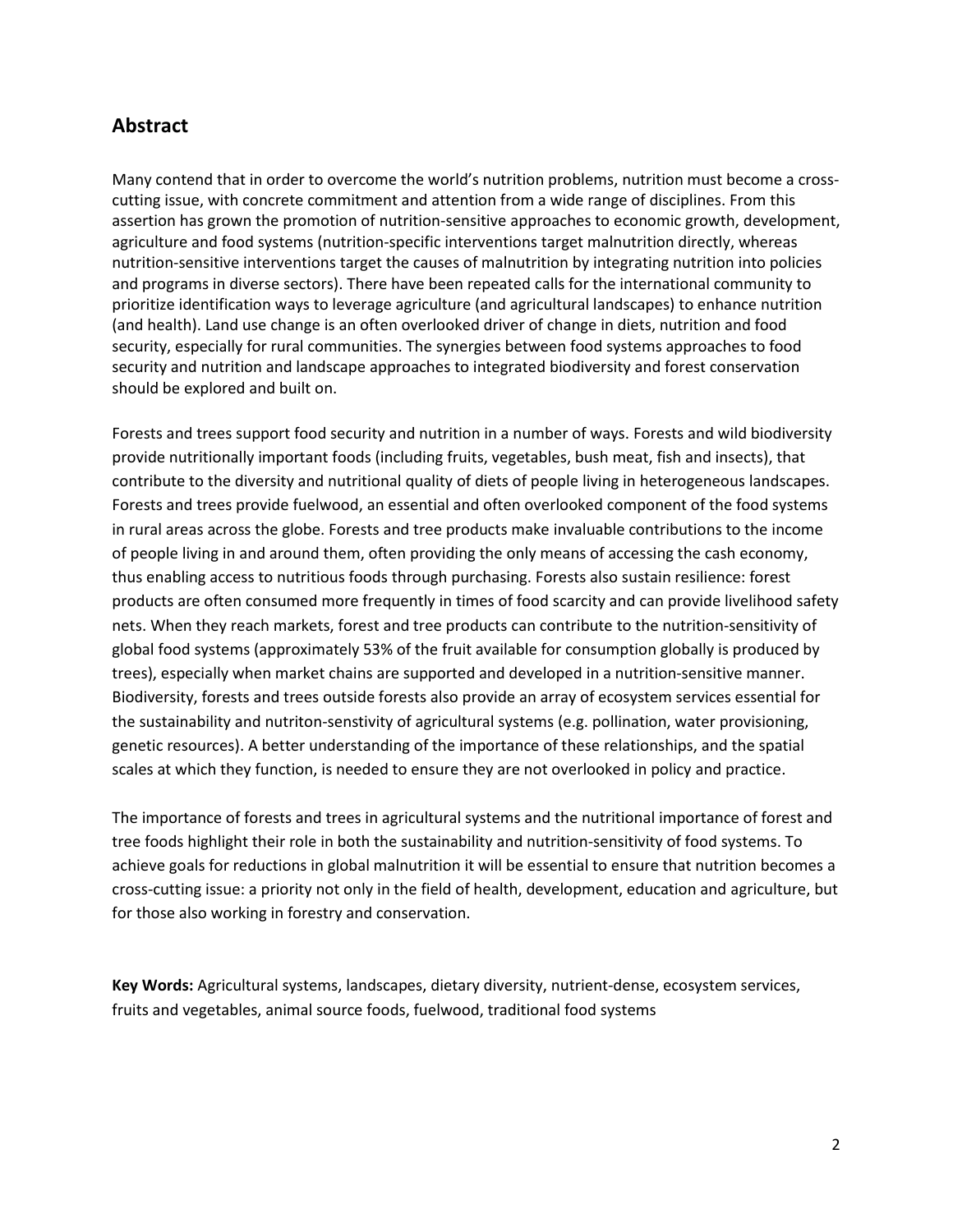## Abstract

Many contend that in order to overcome the world's nutrition problems, nutrition must become a cross-cutting issue, with concrete commitment and attention from a wide range of disciplines. From this assertion has grown the promotion of nutrition-sensitive approaches to economic growth, development, agriculture and food systems (nutrition-specific interventions target malnutrition directly, whereas nutrition-sensitive interventions target the causes of malnutrition by integrating nutrition into policies and programs in diverse sectors). There have been repeated calls for the international community to prioritize identification ways to leverage agriculture (and agricultural landscapes) to enhance nutrition (and health). Land use change is an often overlooked driver of change in diets, nutrition and food security, especially for rural communities. The synergies between food systems approaches to food security and nutrition and landscape approaches to integrated biodiversity and forest conservation should be explored and built on.

Forests and trees support food security and nutrition in a number of ways. Forests and wild biodiversity provide nutritionally important foods (including fruits, vegetables, bush meat, fish and insects), that contribute to the diversity and nutritional quality of diets of people living in heterogeneous landscapes. Forests and trees provide fuelwood, an essential and often overlooked component of the food systems in rural areas across the globe. Forests and tree products make invaluable contributions to the income of people living in and around them, often providing the only means of accessing the cash economy, thus enabling access to nutritious foods through purchasing. Forests also sustain resilience: forest products are often consumed more frequently in times of food scarcity and can provide livelihood safety nets. When they reach markets, forest and tree products can contribute to the nutrition-sensitivity of global food systems (approximately 53% of the fruit available for consumption globally is produced by trees), especially when market chains are supported and developed in a nutrition-sensitive manner. Biodiversity, forests and trees outside forests also provide an array of ecosystem services essential for the sustainability and nutriton-senstivity of agricultural systems (e.g. pollination, water provisioning, genetic resources). A better understanding of the importance of these relationships, and the spatial scales at which they function, is needed to ensure they are not overlooked in policy and practice.

The importance of forests and trees in agricultural systems and the nutritional importance of forest and tree foods highlight their role in both the sustainability and nutrition-sensitivity of food systems. To achieve goals for reductions in global malnutrition it will be essential to ensure that nutrition becomes a cross-cutting issue: a priority not only in the field of health, development, education and agriculture, but for those also working in forestry and conservation.

**Key Words:** Agricultural systems, landscapes, dietary diversity, nutrient-dense, ecosystem services, fruits and vegetables, animal source foods, fuelwood, traditional food systems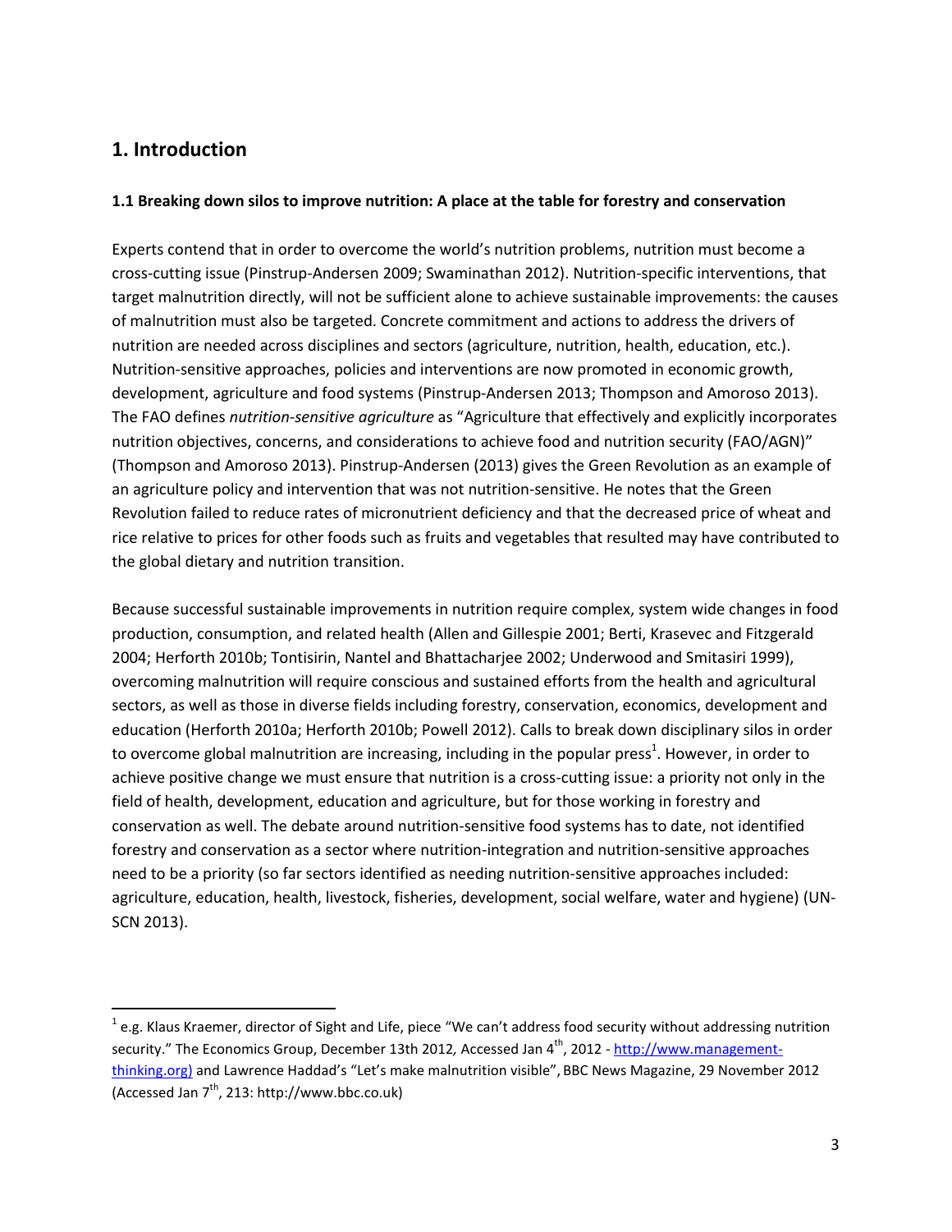# 1. Introduction

### 1.1 Breaking down silos to improve nutrition: A place at the table for forestry and conservation

Experts contend that in order to overcome the world's nutrition problems, nutrition must become a cross-cutting issue (Pinstrup-Andersen 2009; Swaminathan 2012). Nutrition-specific interventions, that target malnutrition directly, will not be sufficient alone to achieve sustainable improvements: the causes of malnutrition must also be targeted. Concrete commitment and actions to address the drivers of nutrition are needed across disciplines and sectors (agriculture, nutrition, health, education, etc.). Nutrition-sensitive approaches, policies and interventions are now promoted in economic growth, development, agriculture and food systems (Pinstrup-Andersen 2013; Thompson and Amoroso 2013). The FAO defines *nutrition-sensitive agriculture* as "Agriculture that effectively and explicitly incorporates nutrition objectives, concerns, and considerations to achieve food and nutrition security (FAO/AGN)" (Thompson and Amoroso 2013). Pinstrup-Andersen (2013) gives the Green Revolution as an example of an agriculture policy and intervention that was not nutrition-sensitive. He notes that the Green Revolution failed to reduce rates of micronutrient deficiency and that the decreased price of wheat and rice relative to prices for other foods such as fruits and vegetables that resulted may have contributed to the global dietary and nutrition transition.

Because successful sustainable improvements in nutrition require complex, system wide changes in food production, consumption, and related health (Allen and Gillespie 2001; Berti, Krasevec and Fitzgerald 2004; Herforth 2010b; Tontisirin, Nantel and Bhattacharjee 2002; Underwood and Smitasiri 1999), overcoming malnutrition will require conscious and sustained efforts from the health and agricultural sectors, as well as those in diverse fields including forestry, conservation, economics, development and education (Herforth 2010a; Herforth 2010b; Powell 2012). Calls to break down disciplinary silos in order to overcome global malnutrition are increasing, including in the popular press[1]. However, in order to achieve positive change we must ensure that nutrition is a cross-cutting issue: a priority not only in the field of health, development, education and agriculture, but for those working in forestry and conservation as well. The debate around nutrition-sensitive food systems has to date, not identified forestry and conservation as a sector where nutrition-integration and nutrition-sensitive approaches need to be a priority (so far sectors identified as needing nutrition-sensitive approaches included: agriculture, education, health, livestock, fisheries, development, social welfare, water and hygiene) (UN-SCN 2013).

---

[1] e.g. Klaus Kraemer, director of Sight and Life, piece "We can't address food security without addressing nutrition security." The Economics Group, December 13th 2012, Accessed Jan 4th, 2012 - http://www.management-thinking.org) and Lawrence Haddad's "Let's make malnutrition visible", BBC News Magazine, 29 November 2012 (Accessed Jan 7th, 213: http://www.bbc.co.uk)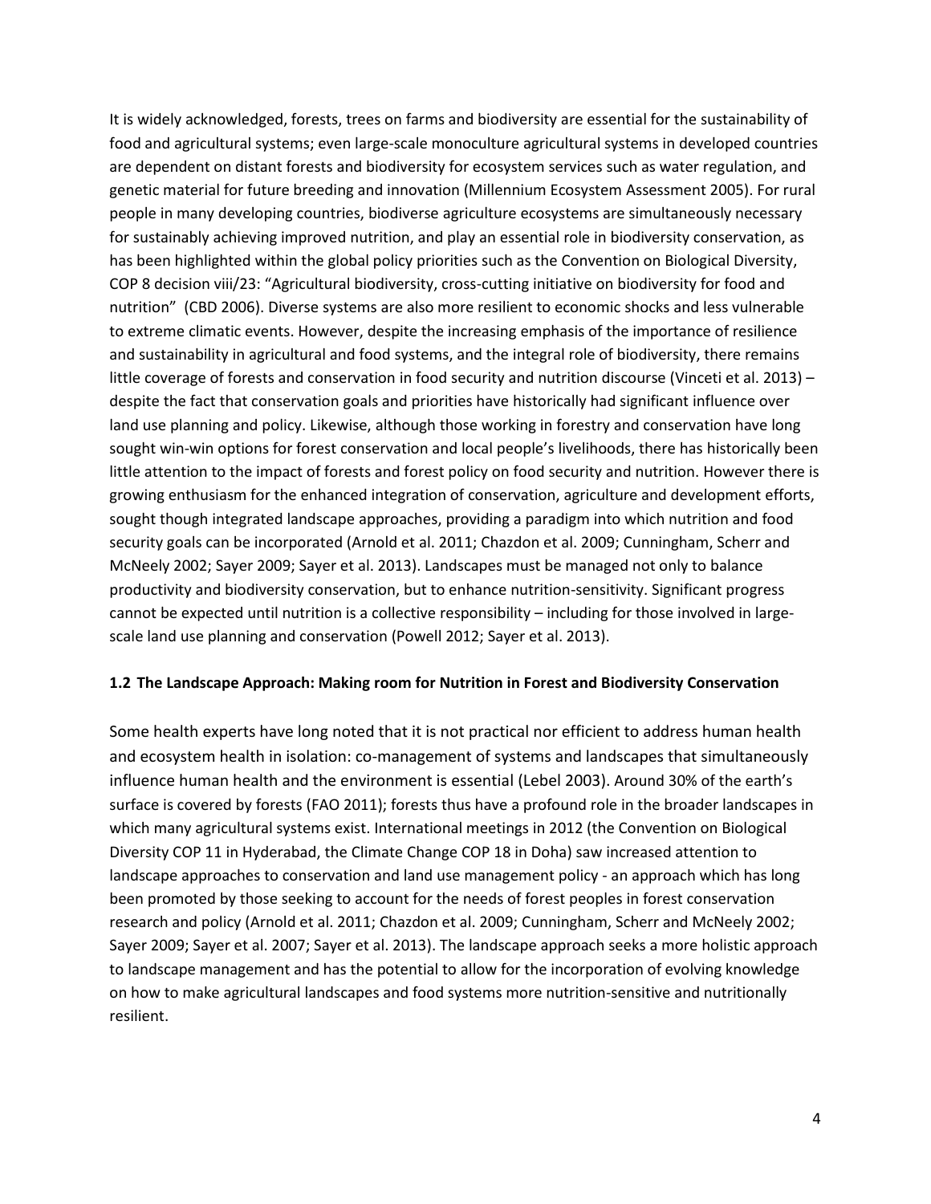It is widely acknowledged, forests, trees on farms and biodiversity are essential for the sustainability of food and agricultural systems; even large-scale monoculture agricultural systems in developed countries are dependent on distant forests and biodiversity for ecosystem services such as water regulation, and genetic material for future breeding and innovation (Millennium Ecosystem Assessment 2005). For rural people in many developing countries, biodiverse agriculture ecosystems are simultaneously necessary for sustainably achieving improved nutrition, and play an essential role in biodiversity conservation, as has been highlighted within the global policy priorities such as the Convention on Biological Diversity, COP 8 decision viii/23: "Agricultural biodiversity, cross-cutting initiative on biodiversity for food and nutrition" (CBD 2006). Diverse systems are also more resilient to economic shocks and less vulnerable to extreme climatic events. However, despite the increasing emphasis of the importance of resilience and sustainability in agricultural and food systems, and the integral role of biodiversity, there remains little coverage of forests and conservation in food security and nutrition discourse (Vinceti et al. 2013) – despite the fact that conservation goals and priorities have historically had significant influence over land use planning and policy. Likewise, although those working in forestry and conservation have long sought win-win options for forest conservation and local people's livelihoods, there has historically been little attention to the impact of forests and forest policy on food security and nutrition. However there is growing enthusiasm for the enhanced integration of conservation, agriculture and development efforts, sought though integrated landscape approaches, providing a paradigm into which nutrition and food security goals can be incorporated (Arnold et al. 2011; Chazdon et al. 2009; Cunningham, Scherr and McNeely 2002; Sayer 2009; Sayer et al. 2013). Landscapes must be managed not only to balance productivity and biodiversity conservation, but to enhance nutrition-sensitivity. Significant progress cannot be expected until nutrition is a collective responsibility – including for those involved in large-scale land use planning and conservation (Powell 2012; Sayer et al. 2013).

### 1.2 The Landscape Approach: Making room for Nutrition in Forest and Biodiversity Conservation

Some health experts have long noted that it is not practical nor efficient to address human health and ecosystem health in isolation: co-management of systems and landscapes that simultaneously influence human health and the environment is essential (Lebel 2003). Around 30% of the earth's surface is covered by forests (FAO 2011); forests thus have a profound role in the broader landscapes in which many agricultural systems exist. International meetings in 2012 (the Convention on Biological Diversity COP 11 in Hyderabad, the Climate Change COP 18 in Doha) saw increased attention to landscape approaches to conservation and land use management policy - an approach which has long been promoted by those seeking to account for the needs of forest peoples in forest conservation research and policy (Arnold et al. 2011; Chazdon et al. 2009; Cunningham, Scherr and McNeely 2002; Sayer 2009; Sayer et al. 2007; Sayer et al. 2013). The landscape approach seeks a more holistic approach to landscape management and has the potential to allow for the incorporation of evolving knowledge on how to make agricultural landscapes and food systems more nutrition-sensitive and nutritionally resilient.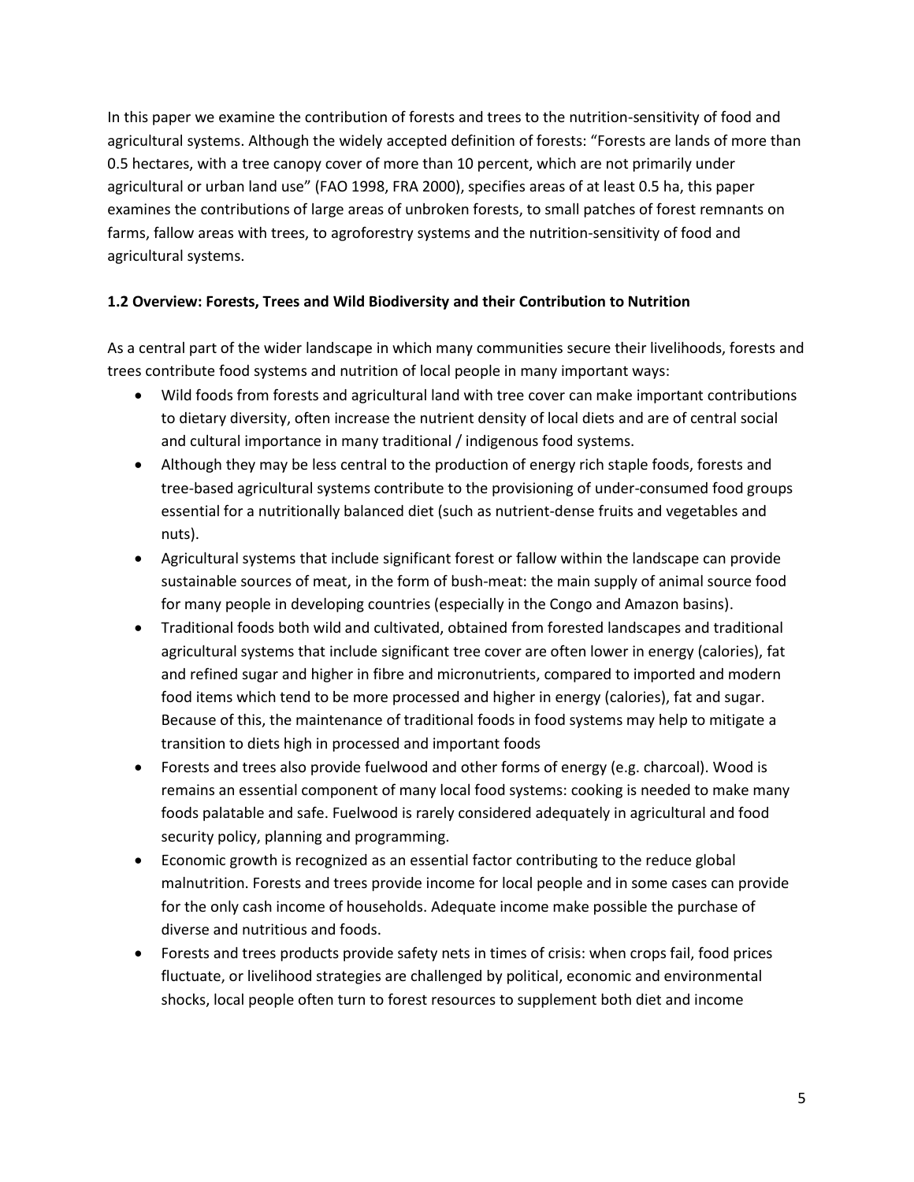In this paper we examine the contribution of forests and trees to the nutrition-sensitivity of food and agricultural systems. Although the widely accepted definition of forests: "Forests are lands of more than 0.5 hectares, with a tree canopy cover of more than 10 percent, which are not primarily under agricultural or urban land use" (FAO 1998, FRA 2000), specifies areas of at least 0.5 ha, this paper examines the contributions of large areas of unbroken forests, to small patches of forest remnants on farms, fallow areas with trees, to agroforestry systems and the nutrition-sensitivity of food and agricultural systems.

### 1.2 Overview: Forests, Trees and Wild Biodiversity and their Contribution to Nutrition

As a central part of the wider landscape in which many communities secure their livelihoods, forests and trees contribute food systems and nutrition of local people in many important ways:

- Wild foods from forests and agricultural land with tree cover can make important contributions to dietary diversity, often increase the nutrient density of local diets and are of central social and cultural importance in many traditional / indigenous food systems.
- Although they may be less central to the production of energy rich staple foods, forests and tree-based agricultural systems contribute to the provisioning of under-consumed food groups essential for a nutritionally balanced diet (such as nutrient-dense fruits and vegetables and nuts).
- Agricultural systems that include significant forest or fallow within the landscape can provide sustainable sources of meat, in the form of bush-meat: the main supply of animal source food for many people in developing countries (especially in the Congo and Amazon basins).
- Traditional foods both wild and cultivated, obtained from forested landscapes and traditional agricultural systems that include significant tree cover are often lower in energy (calories), fat and refined sugar and higher in fibre and micronutrients, compared to imported and modern food items which tend to be more processed and higher in energy (calories), fat and sugar. Because of this, the maintenance of traditional foods in food systems may help to mitigate a transition to diets high in processed and important foods
- Forests and trees also provide fuelwood and other forms of energy (e.g. charcoal). Wood is remains an essential component of many local food systems: cooking is needed to make many foods palatable and safe. Fuelwood is rarely considered adequately in agricultural and food security policy, planning and programming.
- Economic growth is recognized as an essential factor contributing to the reduce global malnutrition. Forests and trees provide income for local people and in some cases can provide for the only cash income of households. Adequate income make possible the purchase of diverse and nutritious and foods.
- Forests and trees products provide safety nets in times of crisis: when crops fail, food prices fluctuate, or livelihood strategies are challenged by political, economic and environmental shocks, local people often turn to forest resources to supplement both diet and income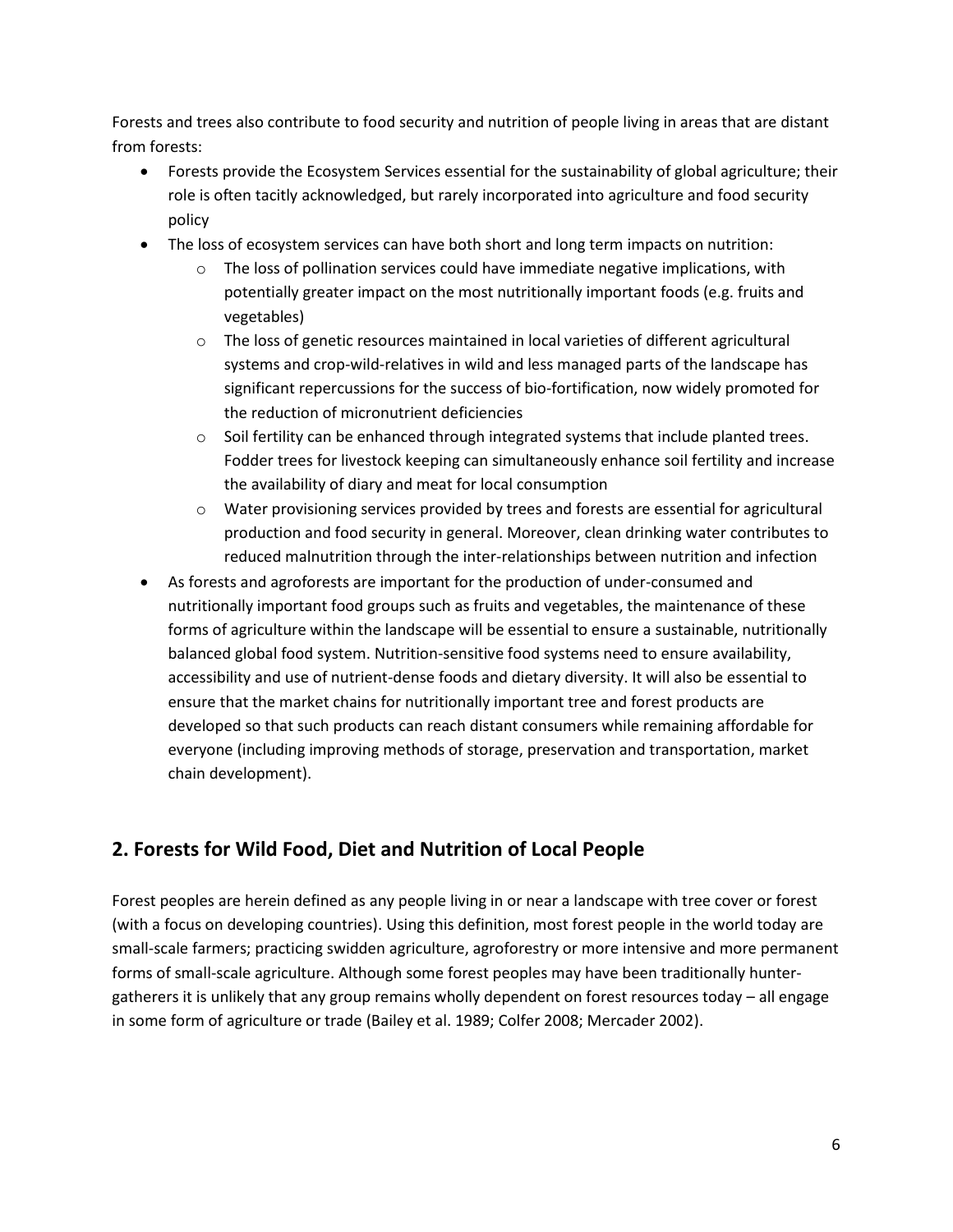Forests and trees also contribute to food security and nutrition of people living in areas that are distant from forests:

- Forests provide the Ecosystem Services essential for the sustainability of global agriculture; their role is often tacitly acknowledged, but rarely incorporated into agriculture and food security policy
- The loss of ecosystem services can have both short and long term impacts on nutrition:
    - The loss of pollination services could have immediate negative implications, with potentially greater impact on the most nutritionally important foods (e.g. fruits and vegetables)
    - The loss of genetic resources maintained in local varieties of different agricultural systems and crop-wild-relatives in wild and less managed parts of the landscape has significant repercussions for the success of bio-fortification, now widely promoted for the reduction of micronutrient deficiencies
    - Soil fertility can be enhanced through integrated systems that include planted trees. Fodder trees for livestock keeping can simultaneously enhance soil fertility and increase the availability of diary and meat for local consumption
    - Water provisioning services provided by trees and forests are essential for agricultural production and food security in general. Moreover, clean drinking water contributes to reduced malnutrition through the inter-relationships between nutrition and infection
- As forests and agroforests are important for the production of under-consumed and nutritionally important food groups such as fruits and vegetables, the maintenance of these forms of agriculture within the landscape will be essential to ensure a sustainable, nutritionally balanced global food system. Nutrition-sensitive food systems need to ensure availability, accessibility and use of nutrient-dense foods and dietary diversity. It will also be essential to ensure that the market chains for nutritionally important tree and forest products are developed so that such products can reach distant consumers while remaining affordable for everyone (including improving methods of storage, preservation and transportation, market chain development).

## 2. Forests for Wild Food, Diet and Nutrition of Local People

Forest peoples are herein defined as any people living in or near a landscape with tree cover or forest (with a focus on developing countries). Using this definition, most forest people in the world today are small-scale farmers; practicing swidden agriculture, agroforestry or more intensive and more permanent forms of small-scale agriculture. Although some forest peoples may have been traditionally hunter-gatherers it is unlikely that any group remains wholly dependent on forest resources today – all engage in some form of agriculture or trade (Bailey et al. 1989; Colfer 2008; Mercader 2002).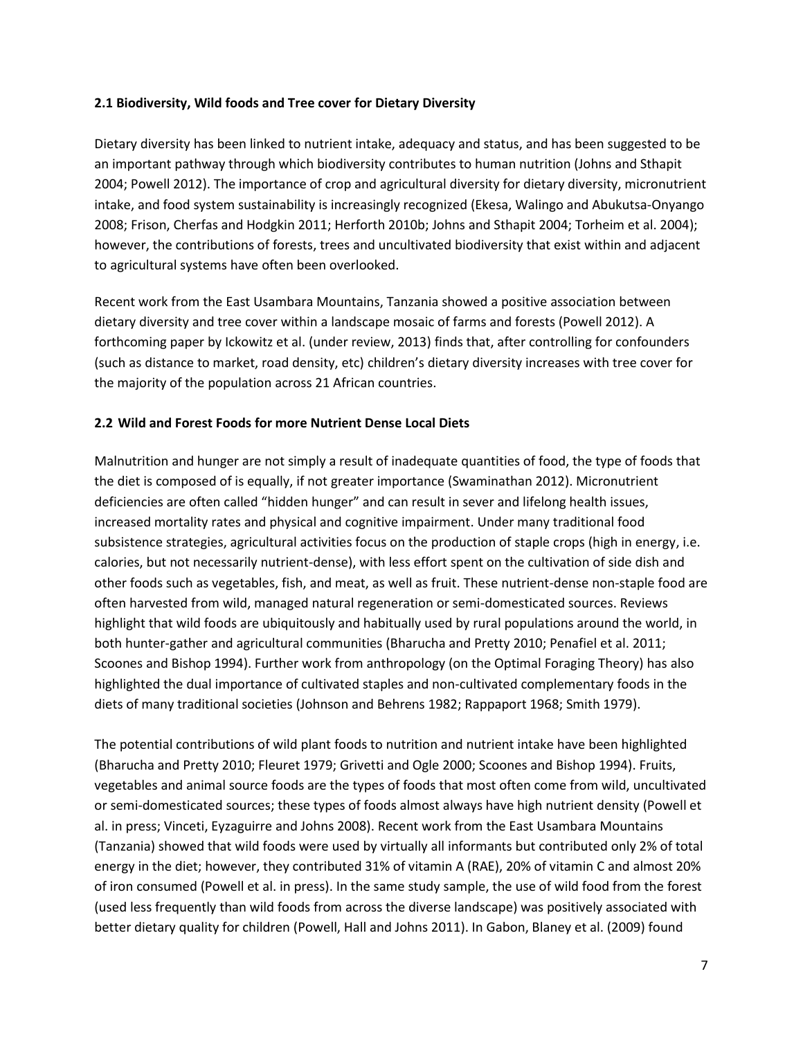### 2.1 Biodiversity, Wild foods and Tree cover for Dietary Diversity

Dietary diversity has been linked to nutrient intake, adequacy and status, and has been suggested to be an important pathway through which biodiversity contributes to human nutrition (Johns and Sthapit 2004; Powell 2012). The importance of crop and agricultural diversity for dietary diversity, micronutrient intake, and food system sustainability is increasingly recognized (Ekesa, Walingo and Abukutsa-Onyango 2008; Frison, Cherfas and Hodgkin 2011; Herforth 2010b; Johns and Sthapit 2004; Torheim et al. 2004); however, the contributions of forests, trees and uncultivated biodiversity that exist within and adjacent to agricultural systems have often been overlooked.

Recent work from the East Usambara Mountains, Tanzania showed a positive association between dietary diversity and tree cover within a landscape mosaic of farms and forests (Powell 2012). A forthcoming paper by Ickowitz et al. (under review, 2013) finds that, after controlling for confounders (such as distance to market, road density, etc) children's dietary diversity increases with tree cover for the majority of the population across 21 African countries.

### 2.2 Wild and Forest Foods for more Nutrient Dense Local Diets

Malnutrition and hunger are not simply a result of inadequate quantities of food, the type of foods that the diet is composed of is equally, if not greater importance (Swaminathan 2012). Micronutrient deficiencies are often called "hidden hunger" and can result in sever and lifelong health issues, increased mortality rates and physical and cognitive impairment. Under many traditional food subsistence strategies, agricultural activities focus on the production of staple crops (high in energy, i.e. calories, but not necessarily nutrient-dense), with less effort spent on the cultivation of side dish and other foods such as vegetables, fish, and meat, as well as fruit. These nutrient-dense non-staple food are often harvested from wild, managed natural regeneration or semi-domesticated sources. Reviews highlight that wild foods are ubiquitously and habitually used by rural populations around the world, in both hunter-gather and agricultural communities (Bharucha and Pretty 2010; Penafiel et al. 2011; Scoones and Bishop 1994). Further work from anthropology (on the Optimal Foraging Theory) has also highlighted the dual importance of cultivated staples and non-cultivated complementary foods in the diets of many traditional societies (Johnson and Behrens 1982; Rappaport 1968; Smith 1979).

The potential contributions of wild plant foods to nutrition and nutrient intake have been highlighted (Bharucha and Pretty 2010; Fleuret 1979; Grivetti and Ogle 2000; Scoones and Bishop 1994). Fruits, vegetables and animal source foods are the types of foods that most often come from wild, uncultivated or semi-domesticated sources; these types of foods almost always have high nutrient density (Powell et al. in press; Vinceti, Eyzaguirre and Johns 2008). Recent work from the East Usambara Mountains (Tanzania) showed that wild foods were used by virtually all informants but contributed only 2% of total energy in the diet; however, they contributed 31% of vitamin A (RAE), 20% of vitamin C and almost 20% of iron consumed (Powell et al. in press). In the same study sample, the use of wild food from the forest (used less frequently than wild foods from across the diverse landscape) was positively associated with better dietary quality for children (Powell, Hall and Johns 2011). In Gabon, Blaney et al. (2009) found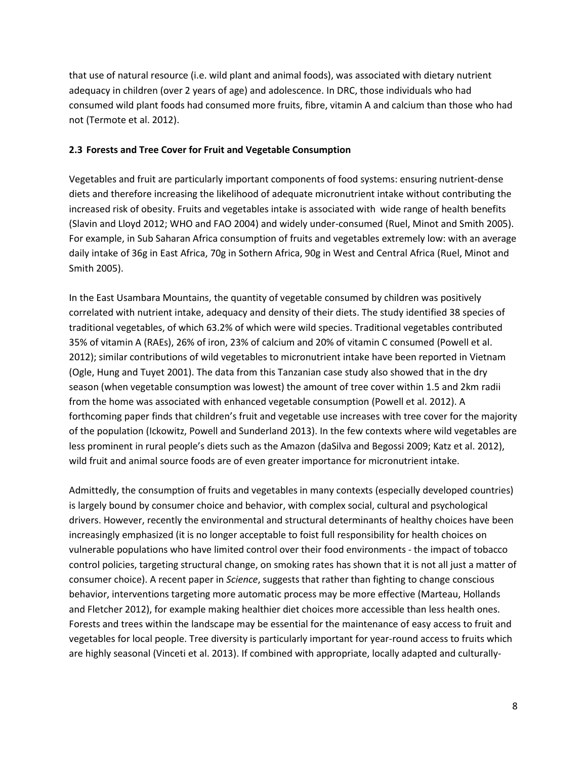that use of natural resource (i.e. wild plant and animal foods), was associated with dietary nutrient adequacy in children (over 2 years of age) and adolescence. In DRC, those individuals who had consumed wild plant foods had consumed more fruits, fibre, vitamin A and calcium than those who had not (Termote et al. 2012).

### 2.3 Forests and Tree Cover for Fruit and Vegetable Consumption

Vegetables and fruit are particularly important components of food systems: ensuring nutrient-dense diets and therefore increasing the likelihood of adequate micronutrient intake without contributing the increased risk of obesity. Fruits and vegetables intake is associated with wide range of health benefits (Slavin and Lloyd 2012; WHO and FAO 2004) and widely under-consumed (Ruel, Minot and Smith 2005). For example, in Sub Saharan Africa consumption of fruits and vegetables extremely low: with an average daily intake of 36g in East Africa, 70g in Sothern Africa, 90g in West and Central Africa (Ruel, Minot and Smith 2005).

In the East Usambara Mountains, the quantity of vegetable consumed by children was positively correlated with nutrient intake, adequacy and density of their diets. The study identified 38 species of traditional vegetables, of which 63.2% of which were wild species. Traditional vegetables contributed 35% of vitamin A (RAEs), 26% of iron, 23% of calcium and 20% of vitamin C consumed (Powell et al. 2012); similar contributions of wild vegetables to micronutrient intake have been reported in Vietnam (Ogle, Hung and Tuyet 2001). The data from this Tanzanian case study also showed that in the dry season (when vegetable consumption was lowest) the amount of tree cover within 1.5 and 2km radii from the home was associated with enhanced vegetable consumption (Powell et al. 2012). A forthcoming paper finds that children's fruit and vegetable use increases with tree cover for the majority of the population (Ickowitz, Powell and Sunderland 2013). In the few contexts where wild vegetables are less prominent in rural people's diets such as the Amazon (daSilva and Begossi 2009; Katz et al. 2012), wild fruit and animal source foods are of even greater importance for micronutrient intake.

Admittedly, the consumption of fruits and vegetables in many contexts (especially developed countries) is largely bound by consumer choice and behavior, with complex social, cultural and psychological drivers. However, recently the environmental and structural determinants of healthy choices have been increasingly emphasized (it is no longer acceptable to foist full responsibility for health choices on vulnerable populations who have limited control over their food environments - the impact of tobacco control policies, targeting structural change, on smoking rates has shown that it is not all just a matter of consumer choice). A recent paper in *Science*, suggests that rather than fighting to change conscious behavior, interventions targeting more automatic process may be more effective (Marteau, Hollands and Fletcher 2012), for example making healthier diet choices more accessible than less health ones. Forests and trees within the landscape may be essential for the maintenance of easy access to fruit and vegetables for local people. Tree diversity is particularly important for year-round access to fruits which are highly seasonal (Vinceti et al. 2013). If combined with appropriate, locally adapted and culturally-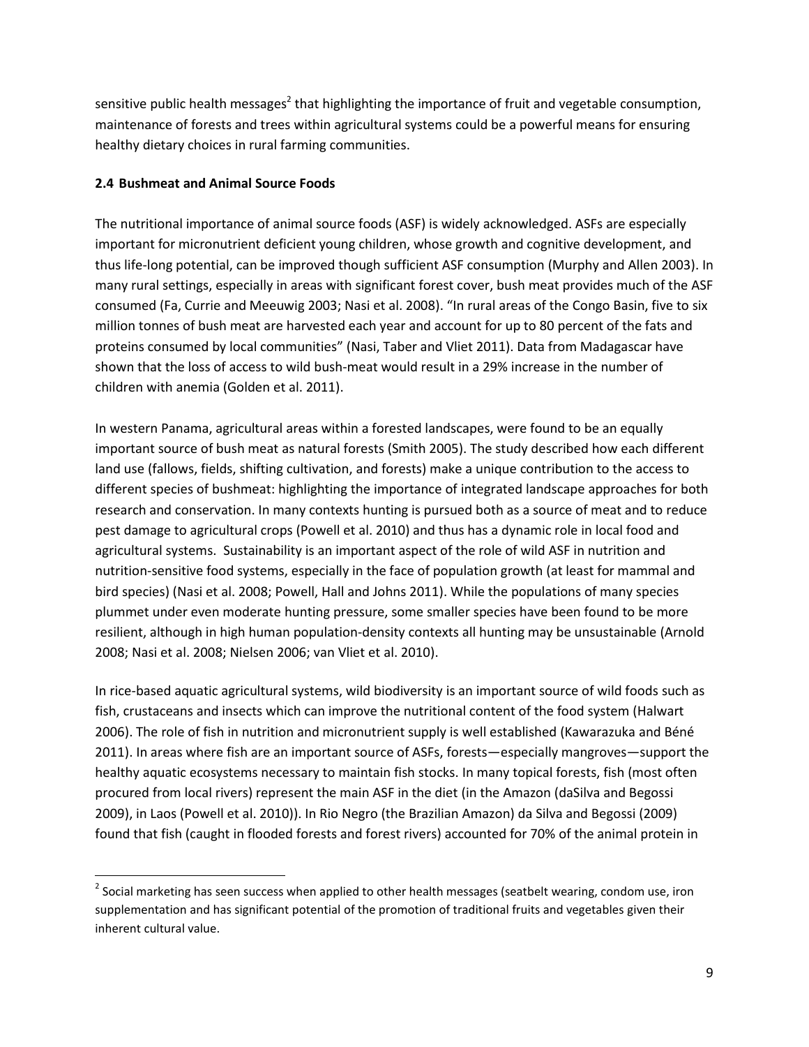sensitive public health messages[2] that highlighting the importance of fruit and vegetable consumption, maintenance of forests and trees within agricultural systems could be a powerful means for ensuring healthy dietary choices in rural farming communities.

### 2.4 Bushmeat and Animal Source Foods

The nutritional importance of animal source foods (ASF) is widely acknowledged. ASFs are especially important for micronutrient deficient young children, whose growth and cognitive development, and thus life-long potential, can be improved though sufficient ASF consumption (Murphy and Allen 2003). In many rural settings, especially in areas with significant forest cover, bush meat provides much of the ASF consumed (Fa, Currie and Meeuwig 2003; Nasi et al. 2008). "In rural areas of the Congo Basin, five to six million tonnes of bush meat are harvested each year and account for up to 80 percent of the fats and proteins consumed by local communities" (Nasi, Taber and Vliet 2011). Data from Madagascar have shown that the loss of access to wild bush-meat would result in a 29% increase in the number of children with anemia (Golden et al. 2011).

In western Panama, agricultural areas within a forested landscapes, were found to be an equally important source of bush meat as natural forests (Smith 2005). The study described how each different land use (fallows, fields, shifting cultivation, and forests) make a unique contribution to the access to different species of bushmeat: highlighting the importance of integrated landscape approaches for both research and conservation. In many contexts hunting is pursued both as a source of meat and to reduce pest damage to agricultural crops (Powell et al. 2010) and thus has a dynamic role in local food and agricultural systems. Sustainability is an important aspect of the role of wild ASF in nutrition and nutrition-sensitive food systems, especially in the face of population growth (at least for mammal and bird species) (Nasi et al. 2008; Powell, Hall and Johns 2011). While the populations of many species plummet under even moderate hunting pressure, some smaller species have been found to be more resilient, although in high human population-density contexts all hunting may be unsustainable (Arnold 2008; Nasi et al. 2008; Nielsen 2006; van Vliet et al. 2010).

In rice-based aquatic agricultural systems, wild biodiversity is an important source of wild foods such as fish, crustaceans and insects which can improve the nutritional content of the food system (Halwart 2006). The role of fish in nutrition and micronutrient supply is well established (Kawarazuka and Béné 2011). In areas where fish are an important source of ASFs, forests—especially mangroves—support the healthy aquatic ecosystems necessary to maintain fish stocks. In many topical forests, fish (most often procured from local rivers) represent the main ASF in the diet (in the Amazon (daSilva and Begossi 2009), in Laos (Powell et al. 2010)). In Rio Negro (the Brazilian Amazon) da Silva and Begossi (2009) found that fish (caught in flooded forests and forest rivers) accounted for 70% of the animal protein in

[2] Social marketing has seen success when applied to other health messages (seatbelt wearing, condom use, iron supplementation and has significant potential of the promotion of traditional fruits and vegetables given their inherent cultural value.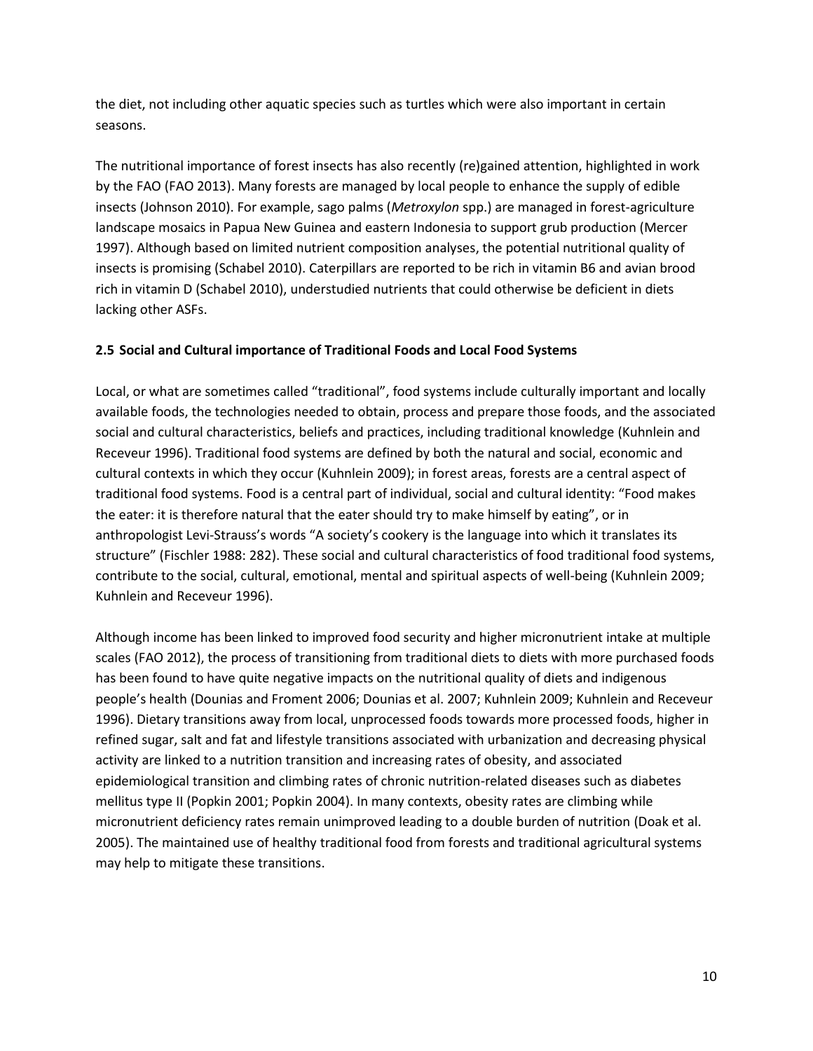the diet, not including other aquatic species such as turtles which were also important in certain seasons.

The nutritional importance of forest insects has also recently (re)gained attention, highlighted in work by the FAO (FAO 2013). Many forests are managed by local people to enhance the supply of edible insects (Johnson 2010). For example, sago palms (*Metroxylon* spp.) are managed in forest-agriculture landscape mosaics in Papua New Guinea and eastern Indonesia to support grub production (Mercer 1997). Although based on limited nutrient composition analyses, the potential nutritional quality of insects is promising (Schabel 2010). Caterpillars are reported to be rich in vitamin B6 and avian brood rich in vitamin D (Schabel 2010), understudied nutrients that could otherwise be deficient in diets lacking other ASFs.

### 2.5 Social and Cultural importance of Traditional Foods and Local Food Systems

Local, or what are sometimes called "traditional", food systems include culturally important and locally available foods, the technologies needed to obtain, process and prepare those foods, and the associated social and cultural characteristics, beliefs and practices, including traditional knowledge (Kuhnlein and Receveur 1996). Traditional food systems are defined by both the natural and social, economic and cultural contexts in which they occur (Kuhnlein 2009); in forest areas, forests are a central aspect of traditional food systems. Food is a central part of individual, social and cultural identity: "Food makes the eater: it is therefore natural that the eater should try to make himself by eating", or in anthropologist Levi-Strauss's words "A society's cookery is the language into which it translates its structure" (Fischler 1988: 282). These social and cultural characteristics of food traditional food systems, contribute to the social, cultural, emotional, mental and spiritual aspects of well-being (Kuhnlein 2009; Kuhnlein and Receveur 1996).

Although income has been linked to improved food security and higher micronutrient intake at multiple scales (FAO 2012), the process of transitioning from traditional diets to diets with more purchased foods has been found to have quite negative impacts on the nutritional quality of diets and indigenous people's health (Dounias and Froment 2006; Dounias et al. 2007; Kuhnlein 2009; Kuhnlein and Receveur 1996). Dietary transitions away from local, unprocessed foods towards more processed foods, higher in refined sugar, salt and fat and lifestyle transitions associated with urbanization and decreasing physical activity are linked to a nutrition transition and increasing rates of obesity, and associated epidemiological transition and climbing rates of chronic nutrition-related diseases such as diabetes mellitus type II (Popkin 2001; Popkin 2004). In many contexts, obesity rates are climbing while micronutrient deficiency rates remain unimproved leading to a double burden of nutrition (Doak et al. 2005). The maintained use of healthy traditional food from forests and traditional agricultural systems may help to mitigate these transitions.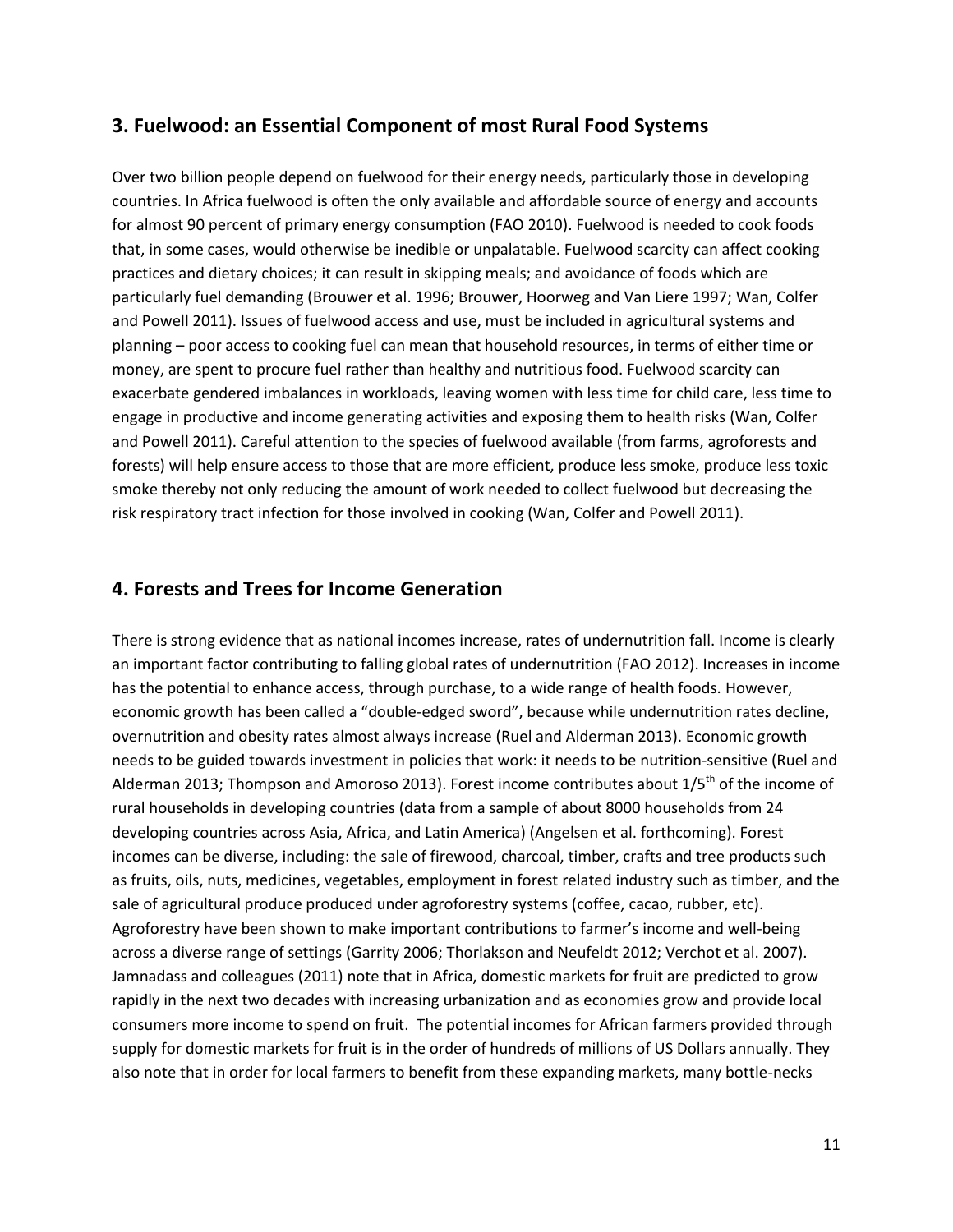## 3. Fuelwood: an Essential Component of most Rural Food Systems

Over two billion people depend on fuelwood for their energy needs, particularly those in developing countries. In Africa fuelwood is often the only available and affordable source of energy and accounts for almost 90 percent of primary energy consumption (FAO 2010). Fuelwood is needed to cook foods that, in some cases, would otherwise be inedible or unpalatable. Fuelwood scarcity can affect cooking practices and dietary choices; it can result in skipping meals; and avoidance of foods which are particularly fuel demanding (Brouwer et al. 1996; Brouwer, Hoorweg and Van Liere 1997; Wan, Colfer and Powell 2011). Issues of fuelwood access and use, must be included in agricultural systems and planning – poor access to cooking fuel can mean that household resources, in terms of either time or money, are spent to procure fuel rather than healthy and nutritious food. Fuelwood scarcity can exacerbate gendered imbalances in workloads, leaving women with less time for child care, less time to engage in productive and income generating activities and exposing them to health risks (Wan, Colfer and Powell 2011). Careful attention to the species of fuelwood available (from farms, agroforests and forests) will help ensure access to those that are more efficient, produce less smoke, produce less toxic smoke thereby not only reducing the amount of work needed to collect fuelwood but decreasing the risk respiratory tract infection for those involved in cooking (Wan, Colfer and Powell 2011).

## 4. Forests and Trees for Income Generation

There is strong evidence that as national incomes increase, rates of undernutrition fall. Income is clearly an important factor contributing to falling global rates of undernutrition (FAO 2012). Increases in income has the potential to enhance access, through purchase, to a wide range of health foods. However, economic growth has been called a "double-edged sword", because while undernutrition rates decline, overnutrition and obesity rates almost always increase (Ruel and Alderman 2013). Economic growth needs to be guided towards investment in policies that work: it needs to be nutrition-sensitive (Ruel and Alderman 2013; Thompson and Amoroso 2013). Forest income contributes about 1/5$^{th}$ of the income of rural households in developing countries (data from a sample of about 8000 households from 24 developing countries across Asia, Africa, and Latin America) (Angelsen et al. forthcoming). Forest incomes can be diverse, including: the sale of firewood, charcoal, timber, crafts and tree products such as fruits, oils, nuts, medicines, vegetables, employment in forest related industry such as timber, and the sale of agricultural produce produced under agroforestry systems (coffee, cacao, rubber, etc). Agroforestry have been shown to make important contributions to farmer's income and well-being across a diverse range of settings (Garrity 2006; Thorlakson and Neufeldt 2012; Verchot et al. 2007). Jamnadass and colleagues (2011) note that in Africa, domestic markets for fruit are predicted to grow rapidly in the next two decades with increasing urbanization and as economies grow and provide local consumers more income to spend on fruit. The potential incomes for African farmers provided through supply for domestic markets for fruit is in the order of hundreds of millions of US Dollars annually. They also note that in order for local farmers to benefit from these expanding markets, many bottle-necks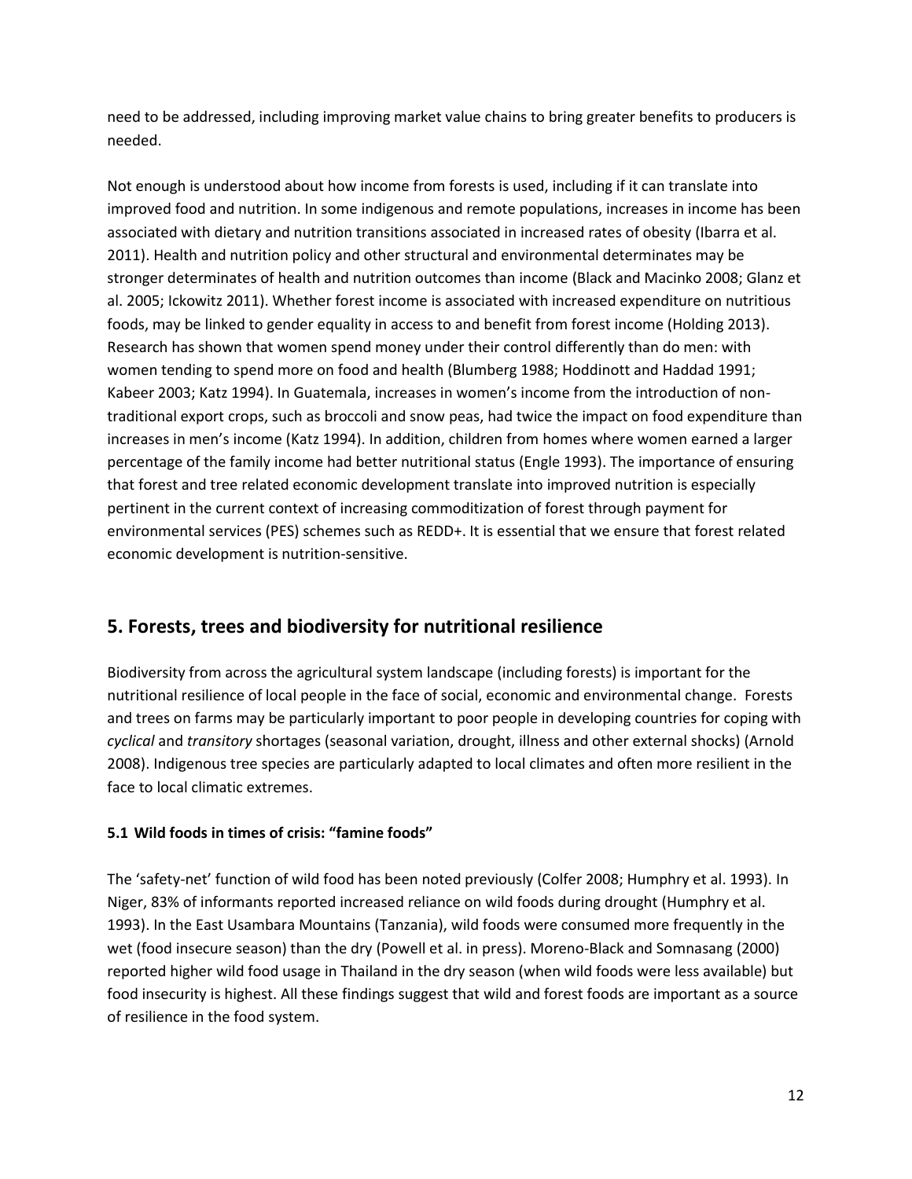need to be addressed, including improving market value chains to bring greater benefits to producers is needed.

Not enough is understood about how income from forests is used, including if it can translate into improved food and nutrition. In some indigenous and remote populations, increases in income has been associated with dietary and nutrition transitions associated in increased rates of obesity (Ibarra et al. 2011). Health and nutrition policy and other structural and environmental determinates may be stronger determinates of health and nutrition outcomes than income (Black and Macinko 2008; Glanz et al. 2005; Ickowitz 2011). Whether forest income is associated with increased expenditure on nutritious foods, may be linked to gender equality in access to and benefit from forest income (Holding 2013). Research has shown that women spend money under their control differently than do men: with women tending to spend more on food and health (Blumberg 1988; Hoddinott and Haddad 1991; Kabeer 2003; Katz 1994). In Guatemala, increases in women's income from the introduction of non-traditional export crops, such as broccoli and snow peas, had twice the impact on food expenditure than increases in men's income (Katz 1994). In addition, children from homes where women earned a larger percentage of the family income had better nutritional status (Engle 1993). The importance of ensuring that forest and tree related economic development translate into improved nutrition is especially pertinent in the current context of increasing commoditization of forest through payment for environmental services (PES) schemes such as REDD+. It is essential that we ensure that forest related economic development is nutrition-sensitive.

## 5. Forests, trees and biodiversity for nutritional resilience

Biodiversity from across the agricultural system landscape (including forests) is important for the nutritional resilience of local people in the face of social, economic and environmental change. Forests and trees on farms may be particularly important to poor people in developing countries for coping with *cyclical* and *transitory* shortages (seasonal variation, drought, illness and other external shocks) (Arnold 2008). Indigenous tree species are particularly adapted to local climates and often more resilient in the face to local climatic extremes.

### 5.1 Wild foods in times of crisis: "famine foods"

The 'safety-net' function of wild food has been noted previously (Colfer 2008; Humphry et al. 1993). In Niger, 83% of informants reported increased reliance on wild foods during drought (Humphry et al. 1993). In the East Usambara Mountains (Tanzania), wild foods were consumed more frequently in the wet (food insecure season) than the dry (Powell et al. in press). Moreno-Black and Somnasang (2000) reported higher wild food usage in Thailand in the dry season (when wild foods were less available) but food insecurity is highest. All these findings suggest that wild and forest foods are important as a source of resilience in the food system.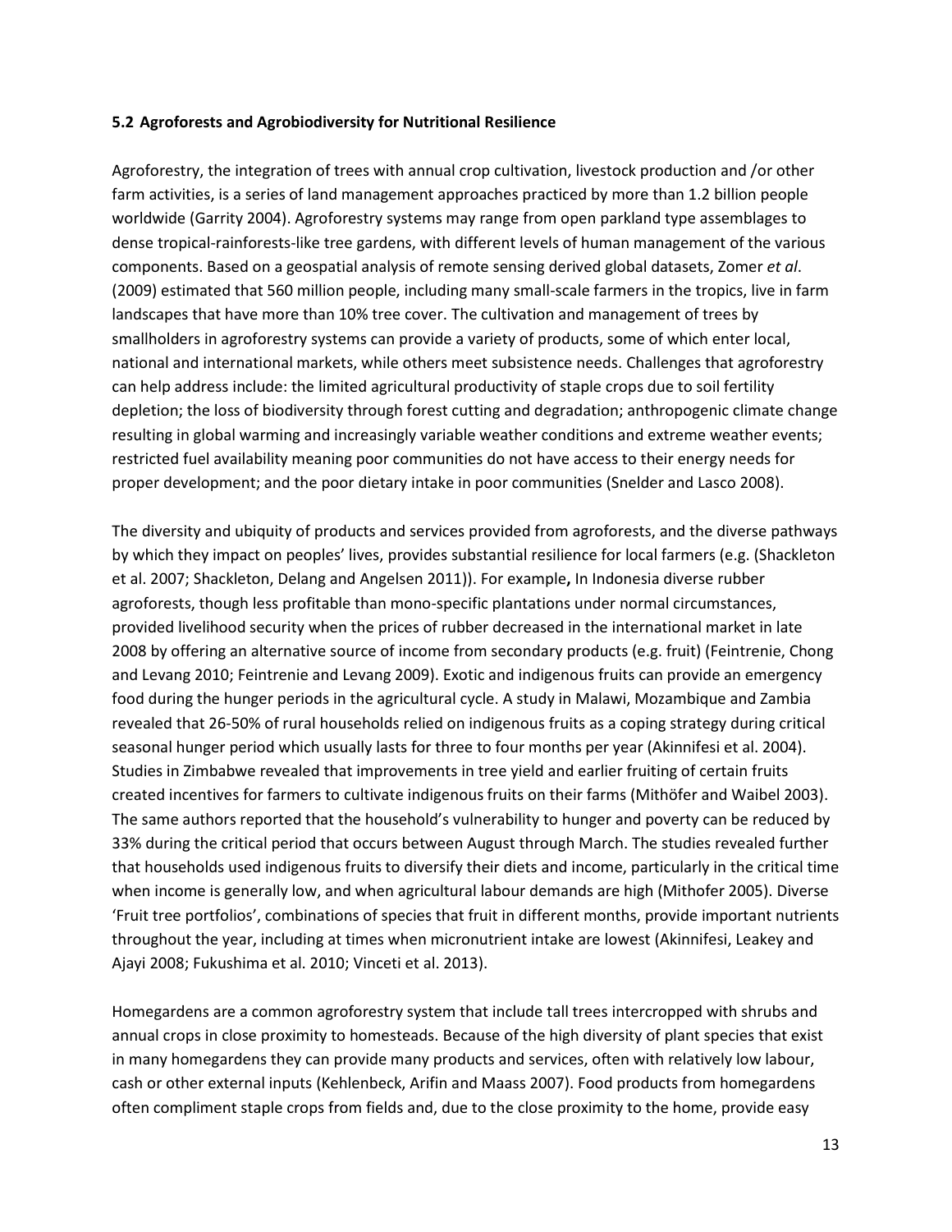### 5.2 Agroforests and Agrobiodiversity for Nutritional Resilience

Agroforestry, the integration of trees with annual crop cultivation, livestock production and /or other farm activities, is a series of land management approaches practiced by more than 1.2 billion people worldwide (Garrity 2004). Agroforestry systems may range from open parkland type assemblages to dense tropical-rainforests-like tree gardens, with different levels of human management of the various components. Based on a geospatial analysis of remote sensing derived global datasets, Zomer *et al*. (2009) estimated that 560 million people, including many small-scale farmers in the tropics, live in farm landscapes that have more than 10% tree cover. The cultivation and management of trees by smallholders in agroforestry systems can provide a variety of products, some of which enter local, national and international markets, while others meet subsistence needs. Challenges that agroforestry can help address include: the limited agricultural productivity of staple crops due to soil fertility depletion; the loss of biodiversity through forest cutting and degradation; anthropogenic climate change resulting in global warming and increasingly variable weather conditions and extreme weather events; restricted fuel availability meaning poor communities do not have access to their energy needs for proper development; and the poor dietary intake in poor communities (Snelder and Lasco 2008).

The diversity and ubiquity of products and services provided from agroforests, and the diverse pathways by which they impact on peoples' lives, provides substantial resilience for local farmers (e.g. (Shackleton et al. 2007; Shackleton, Delang and Angelsen 2011)). For example**,** In Indonesia diverse rubber agroforests, though less profitable than mono-specific plantations under normal circumstances, provided livelihood security when the prices of rubber decreased in the international market in late 2008 by offering an alternative source of income from secondary products (e.g. fruit) (Feintrenie, Chong and Levang 2010; Feintrenie and Levang 2009). Exotic and indigenous fruits can provide an emergency food during the hunger periods in the agricultural cycle. A study in Malawi, Mozambique and Zambia revealed that 26-50% of rural households relied on indigenous fruits as a coping strategy during critical seasonal hunger period which usually lasts for three to four months per year (Akinnifesi et al. 2004). Studies in Zimbabwe revealed that improvements in tree yield and earlier fruiting of certain fruits created incentives for farmers to cultivate indigenous fruits on their farms (Mithöfer and Waibel 2003). The same authors reported that the household's vulnerability to hunger and poverty can be reduced by 33% during the critical period that occurs between August through March. The studies revealed further that households used indigenous fruits to diversify their diets and income, particularly in the critical time when income is generally low, and when agricultural labour demands are high (Mithofer 2005). Diverse 'Fruit tree portfolios', combinations of species that fruit in different months, provide important nutrients throughout the year, including at times when micronutrient intake are lowest (Akinnifesi, Leakey and Ajayi 2008; Fukushima et al. 2010; Vinceti et al. 2013).

Homegardens are a common agroforestry system that include tall trees intercropped with shrubs and annual crops in close proximity to homesteads. Because of the high diversity of plant species that exist in many homegardens they can provide many products and services, often with relatively low labour, cash or other external inputs (Kehlenbeck, Arifin and Maass 2007). Food products from homegardens often compliment staple crops from fields and, due to the close proximity to the home, provide easy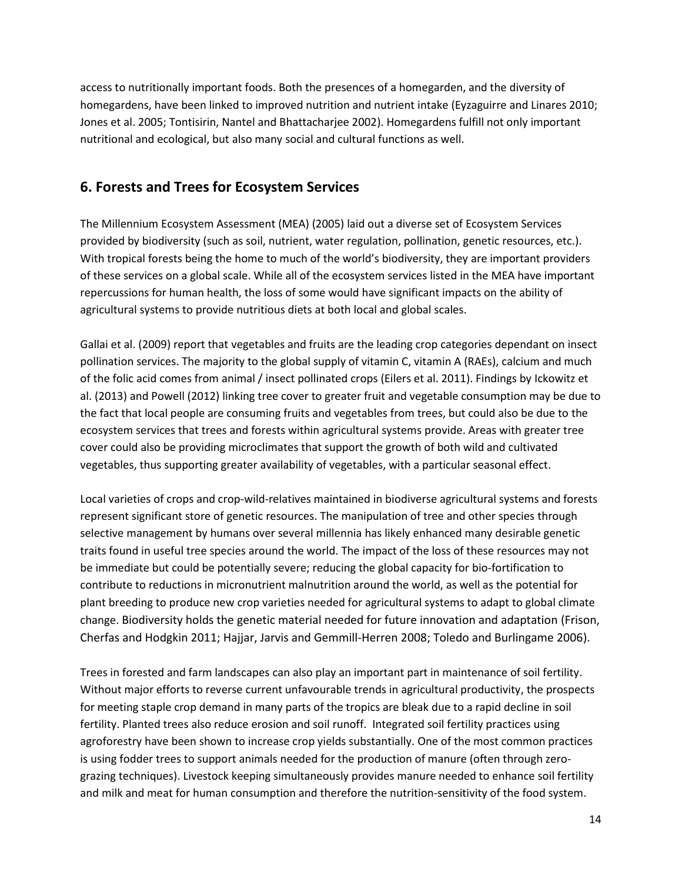access to nutritionally important foods. Both the presences of a homegarden, and the diversity of homegardens, have been linked to improved nutrition and nutrient intake (Eyzaguirre and Linares 2010; Jones et al. 2005; Tontisirin, Nantel and Bhattacharjee 2002). Homegardens fulfill not only important nutritional and ecological, but also many social and cultural functions as well.

## 6. Forests and Trees for Ecosystem Services

The Millennium Ecosystem Assessment (MEA) (2005) laid out a diverse set of Ecosystem Services provided by biodiversity (such as soil, nutrient, water regulation, pollination, genetic resources, etc.). With tropical forests being the home to much of the world's biodiversity, they are important providers of these services on a global scale. While all of the ecosystem services listed in the MEA have important repercussions for human health, the loss of some would have significant impacts on the ability of agricultural systems to provide nutritious diets at both local and global scales.

Gallai et al. (2009) report that vegetables and fruits are the leading crop categories dependant on insect pollination services. The majority to the global supply of vitamin C, vitamin A (RAEs), calcium and much of the folic acid comes from animal / insect pollinated crops (Eilers et al. 2011). Findings by Ickowitz et al. (2013) and Powell (2012) linking tree cover to greater fruit and vegetable consumption may be due to the fact that local people are consuming fruits and vegetables from trees, but could also be due to the ecosystem services that trees and forests within agricultural systems provide. Areas with greater tree cover could also be providing microclimates that support the growth of both wild and cultivated vegetables, thus supporting greater availability of vegetables, with a particular seasonal effect.

Local varieties of crops and crop-wild-relatives maintained in biodiverse agricultural systems and forests represent significant store of genetic resources. The manipulation of tree and other species through selective management by humans over several millennia has likely enhanced many desirable genetic traits found in useful tree species around the world. The impact of the loss of these resources may not be immediate but could be potentially severe; reducing the global capacity for bio-fortification to contribute to reductions in micronutrient malnutrition around the world, as well as the potential for plant breeding to produce new crop varieties needed for agricultural systems to adapt to global climate change. Biodiversity holds the genetic material needed for future innovation and adaptation (Frison, Cherfas and Hodgkin 2011; Hajjar, Jarvis and Gemmill-Herren 2008; Toledo and Burlingame 2006).

Trees in forested and farm landscapes can also play an important part in maintenance of soil fertility. Without major efforts to reverse current unfavourable trends in agricultural productivity, the prospects for meeting staple crop demand in many parts of the tropics are bleak due to a rapid decline in soil fertility. Planted trees also reduce erosion and soil runoff. Integrated soil fertility practices using agroforestry have been shown to increase crop yields substantially. One of the most common practices is using fodder trees to support animals needed for the production of manure (often through zero-grazing techniques). Livestock keeping simultaneously provides manure needed to enhance soil fertility and milk and meat for human consumption and therefore the nutrition-sensitivity of the food system.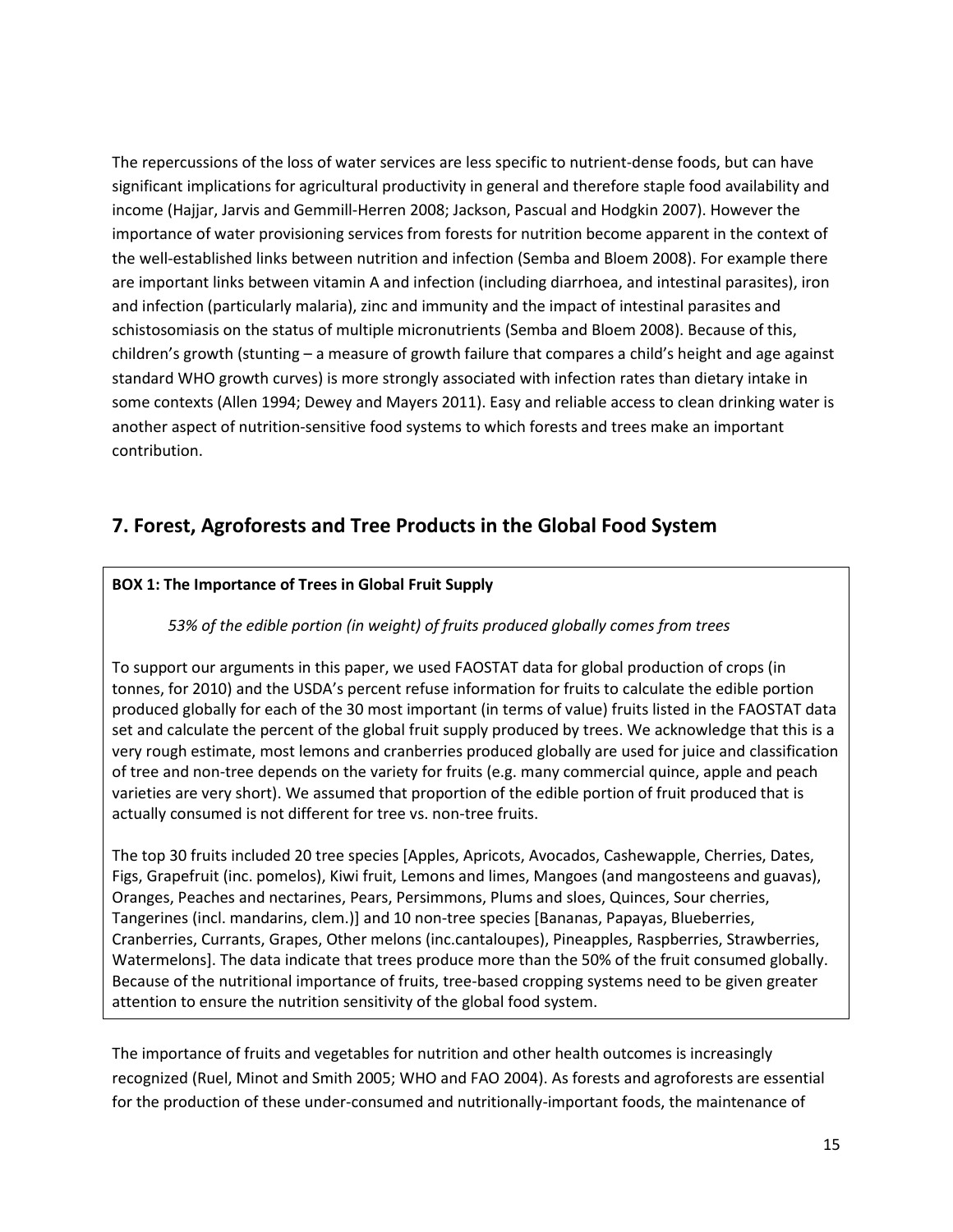The repercussions of the loss of water services are less specific to nutrient-dense foods, but can have significant implications for agricultural productivity in general and therefore staple food availability and income (Hajjar, Jarvis and Gemmill-Herren 2008; Jackson, Pascual and Hodgkin 2007). However the importance of water provisioning services from forests for nutrition become apparent in the context of the well-established links between nutrition and infection (Semba and Bloem 2008). For example there are important links between vitamin A and infection (including diarrhoea, and intestinal parasites), iron and infection (particularly malaria), zinc and immunity and the impact of intestinal parasites and schistosomiasis on the status of multiple micronutrients (Semba and Bloem 2008). Because of this, children's growth (stunting – a measure of growth failure that compares a child's height and age against standard WHO growth curves) is more strongly associated with infection rates than dietary intake in some contexts (Allen 1994; Dewey and Mayers 2011). Easy and reliable access to clean drinking water is another aspect of nutrition-sensitive food systems to which forests and trees make an important contribution.

## 7. Forest, Agroforests and Tree Products in the Global Food System

**BOX 1: The Importance of Trees in Global Fruit Supply**

*53% of the edible portion (in weight) of fruits produced globally comes from trees*

To support our arguments in this paper, we used FAOSTAT data for global production of crops (in tonnes, for 2010) and the USDA's percent refuse information for fruits to calculate the edible portion produced globally for each of the 30 most important (in terms of value) fruits listed in the FAOSTAT data set and calculate the percent of the global fruit supply produced by trees. We acknowledge that this is a very rough estimate, most lemons and cranberries produced globally are used for juice and classification of tree and non-tree depends on the variety for fruits (e.g. many commercial quince, apple and peach varieties are very short). We assumed that proportion of the edible portion of fruit produced that is actually consumed is not different for tree vs. non-tree fruits.

The top 30 fruits included 20 tree species [Apples, Apricots, Avocados, Cashewapple, Cherries, Dates, Figs, Grapefruit (inc. pomelos), Kiwi fruit, Lemons and limes, Mangoes (and mangosteens and guavas), Oranges, Peaches and nectarines, Pears, Persimmons, Plums and sloes, Quinces, Sour cherries, Tangerines (incl. mandarins, clem.)] and 10 non-tree species [Bananas, Papayas, Blueberries, Cranberries, Currants, Grapes, Other melons (inc.cantaloupes), Pineapples, Raspberries, Strawberries, Watermelons]. The data indicate that trees produce more than the 50% of the fruit consumed globally. Because of the nutritional importance of fruits, tree-based cropping systems need to be given greater attention to ensure the nutrition sensitivity of the global food system.

The importance of fruits and vegetables for nutrition and other health outcomes is increasingly recognized (Ruel, Minot and Smith 2005; WHO and FAO 2004). As forests and agroforests are essential for the production of these under-consumed and nutritionally-important foods, the maintenance of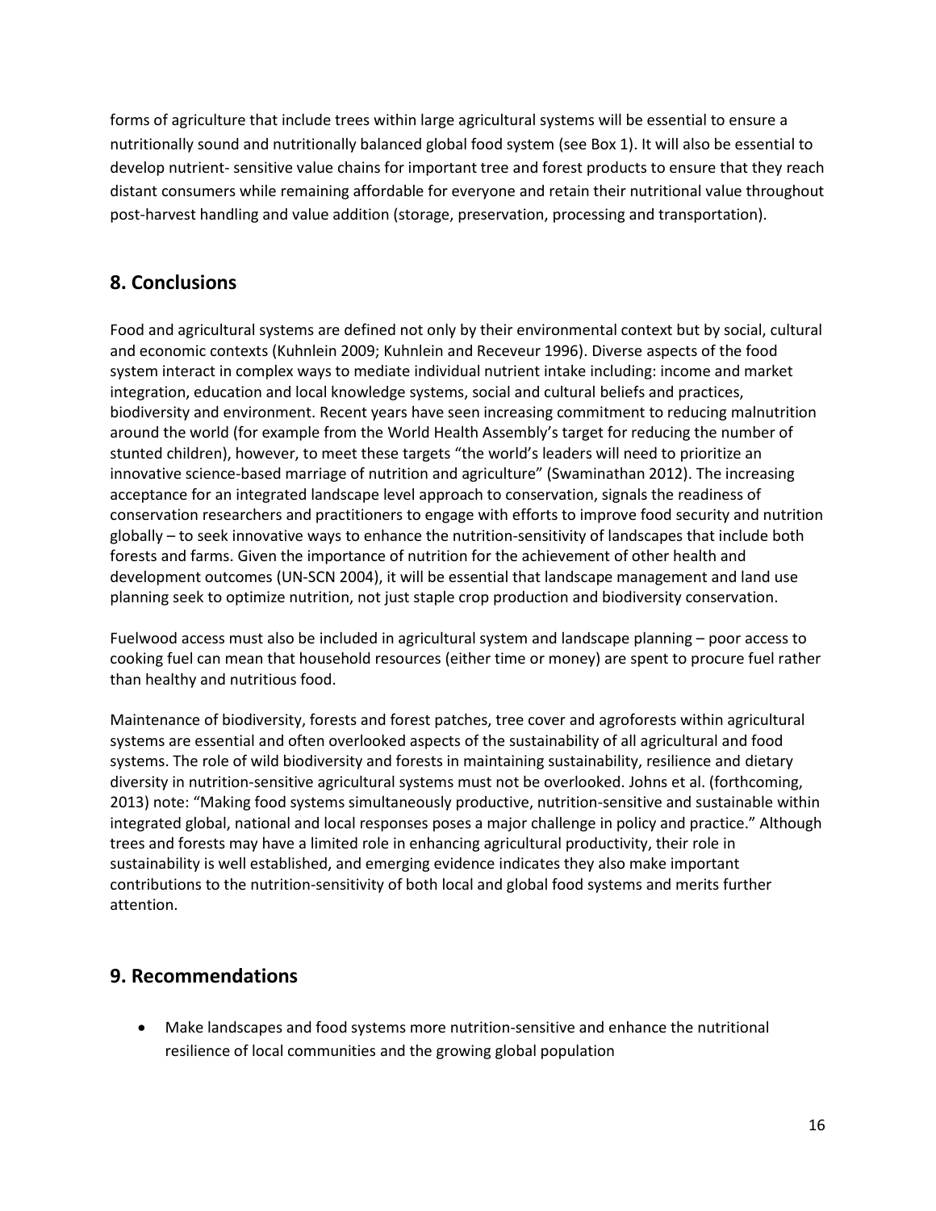forms of agriculture that include trees within large agricultural systems will be essential to ensure a nutritionally sound and nutritionally balanced global food system (see Box 1). It will also be essential to develop nutrient- sensitive value chains for important tree and forest products to ensure that they reach distant consumers while remaining affordable for everyone and retain their nutritional value throughout post-harvest handling and value addition (storage, preservation, processing and transportation).

## 8. Conclusions

Food and agricultural systems are defined not only by their environmental context but by social, cultural and economic contexts (Kuhnlein 2009; Kuhnlein and Receveur 1996). Diverse aspects of the food system interact in complex ways to mediate individual nutrient intake including: income and market integration, education and local knowledge systems, social and cultural beliefs and practices, biodiversity and environment. Recent years have seen increasing commitment to reducing malnutrition around the world (for example from the World Health Assembly's target for reducing the number of stunted children), however, to meet these targets "the world's leaders will need to prioritize an innovative science-based marriage of nutrition and agriculture" (Swaminathan 2012). The increasing acceptance for an integrated landscape level approach to conservation, signals the readiness of conservation researchers and practitioners to engage with efforts to improve food security and nutrition globally – to seek innovative ways to enhance the nutrition-sensitivity of landscapes that include both forests and farms. Given the importance of nutrition for the achievement of other health and development outcomes (UN-SCN 2004), it will be essential that landscape management and land use planning seek to optimize nutrition, not just staple crop production and biodiversity conservation.

Fuelwood access must also be included in agricultural system and landscape planning – poor access to cooking fuel can mean that household resources (either time or money) are spent to procure fuel rather than healthy and nutritious food.

Maintenance of biodiversity, forests and forest patches, tree cover and agroforests within agricultural systems are essential and often overlooked aspects of the sustainability of all agricultural and food systems. The role of wild biodiversity and forests in maintaining sustainability, resilience and dietary diversity in nutrition-sensitive agricultural systems must not be overlooked. Johns et al. (forthcoming, 2013) note: "Making food systems simultaneously productive, nutrition-sensitive and sustainable within integrated global, national and local responses poses a major challenge in policy and practice." Although trees and forests may have a limited role in enhancing agricultural productivity, their role in sustainability is well established, and emerging evidence indicates they also make important contributions to the nutrition-sensitivity of both local and global food systems and merits further attention.

## 9. Recommendations

- Make landscapes and food systems more nutrition-sensitive and enhance the nutritional resilience of local communities and the growing global population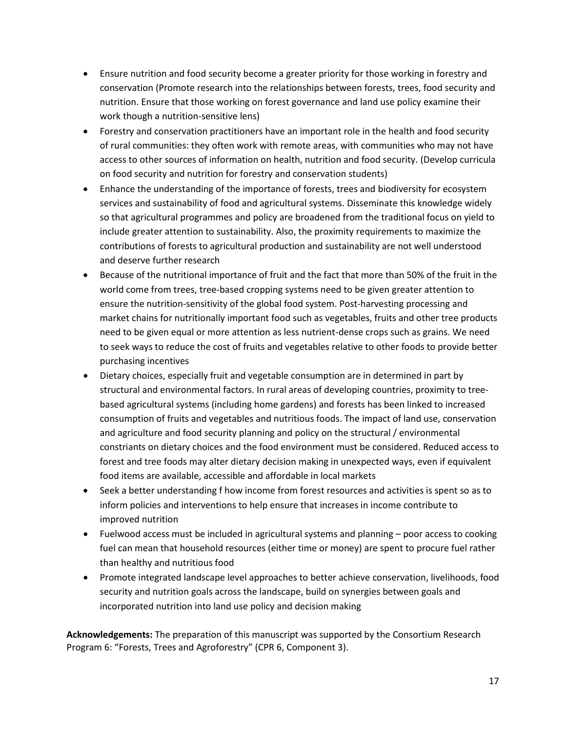- Ensure nutrition and food security become a greater priority for those working in forestry and conservation (Promote research into the relationships between forests, trees, food security and nutrition. Ensure that those working on forest governance and land use policy examine their work though a nutrition-sensitive lens)
- Forestry and conservation practitioners have an important role in the health and food security of rural communities: they often work with remote areas, with communities who may not have access to other sources of information on health, nutrition and food security. (Develop curricula on food security and nutrition for forestry and conservation students)
- Enhance the understanding of the importance of forests, trees and biodiversity for ecosystem services and sustainability of food and agricultural systems. Disseminate this knowledge widely so that agricultural programmes and policy are broadened from the traditional focus on yield to include greater attention to sustainability. Also, the proximity requirements to maximize the contributions of forests to agricultural production and sustainability are not well understood and deserve further research
- Because of the nutritional importance of fruit and the fact that more than 50% of the fruit in the world come from trees, tree-based cropping systems need to be given greater attention to ensure the nutrition-sensitivity of the global food system. Post-harvesting processing and market chains for nutritionally important food such as vegetables, fruits and other tree products need to be given equal or more attention as less nutrient-dense crops such as grains. We need to seek ways to reduce the cost of fruits and vegetables relative to other foods to provide better purchasing incentives
- Dietary choices, especially fruit and vegetable consumption are in determined in part by structural and environmental factors. In rural areas of developing countries, proximity to tree-based agricultural systems (including home gardens) and forests has been linked to increased consumption of fruits and vegetables and nutritious foods. The impact of land use, conservation and agriculture and food security planning and policy on the structural / environmental constriants on dietary choices and the food environment must be considered. Reduced access to forest and tree foods may alter dietary decision making in unexpected ways, even if equivalent food items are available, accessible and affordable in local markets
- Seek a better understanding f how income from forest resources and activities is spent so as to inform policies and interventions to help ensure that increases in income contribute to improved nutrition
- Fuelwood access must be included in agricultural systems and planning – poor access to cooking fuel can mean that household resources (either time or money) are spent to procure fuel rather than healthy and nutritious food
- Promote integrated landscape level approaches to better achieve conservation, livelihoods, food security and nutrition goals across the landscape, build on synergies between goals and incorporated nutrition into land use policy and decision making

**Acknowledgements:** The preparation of this manuscript was supported by the Consortium Research Program 6: "Forests, Trees and Agroforestry" (CPR 6, Component 3).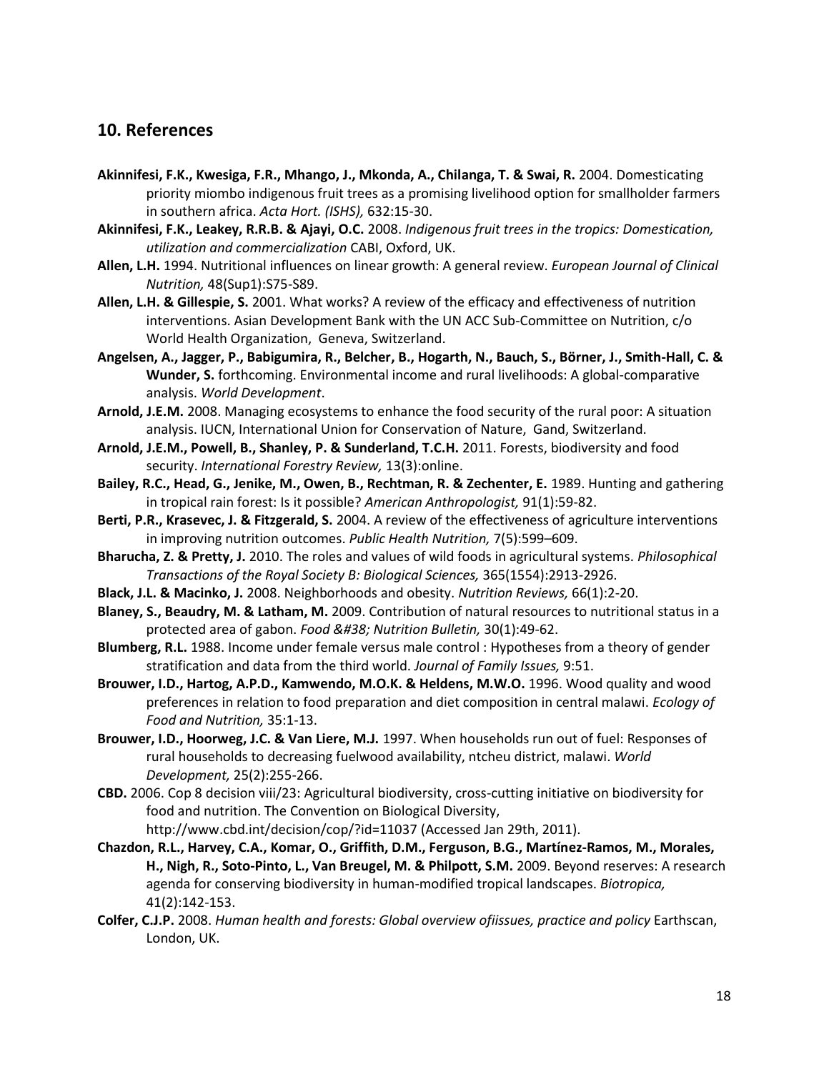## 10. References

**Akinnifesi, F.K., Kwesiga, F.R., Mhango, J., Mkonda, A., Chilanga, T. & Swai, R.** 2004. Domesticating priority miombo indigenous fruit trees as a promising livelihood option for smallholder farmers in southern africa. *Acta Hort. (ISHS),* 632:15-30.

**Akinnifesi, F.K., Leakey, R.R.B. & Ajayi, O.C.** 2008. *Indigenous fruit trees in the tropics: Domestication, utilization and commercialization* CABI, Oxford, UK.

**Allen, L.H.** 1994. Nutritional influences on linear growth: A general review. *European Journal of Clinical Nutrition,* 48(Sup1):S75-S89.

**Allen, L.H. & Gillespie, S.** 2001. What works? A review of the efficacy and effectiveness of nutrition interventions. Asian Development Bank with the UN ACC Sub-Committee on Nutrition, c/o World Health Organization, Geneva, Switzerland.

**Angelsen, A., Jagger, P., Babigumira, R., Belcher, B., Hogarth, N., Bauch, S., Börner, J., Smith-Hall, C. & Wunder, S.** forthcoming. Environmental income and rural livelihoods: A global-comparative analysis. *World Development*.

**Arnold, J.E.M.** 2008. Managing ecosystems to enhance the food security of the rural poor: A situation analysis. IUCN, International Union for Conservation of Nature, Gand, Switzerland.

**Arnold, J.E.M., Powell, B., Shanley, P. & Sunderland, T.C.H.** 2011. Forests, biodiversity and food security. *International Forestry Review,* 13(3):online.

**Bailey, R.C., Head, G., Jenike, M., Owen, B., Rechtman, R. & Zechenter, E.** 1989. Hunting and gathering in tropical rain forest: Is it possible? *American Anthropologist,* 91(1):59-82.

**Berti, P.R., Krasevec, J. & Fitzgerald, S.** 2004. A review of the effectiveness of agriculture interventions in improving nutrition outcomes. *Public Health Nutrition,* 7(5):599–609.

**Bharucha, Z. & Pretty, J.** 2010. The roles and values of wild foods in agricultural systems. *Philosophical Transactions of the Royal Society B: Biological Sciences,* 365(1554):2913-2926.

**Black, J.L. & Macinko, J.** 2008. Neighborhoods and obesity. *Nutrition Reviews,* 66(1):2-20.

**Blaney, S., Beaudry, M. & Latham, M.** 2009. Contribution of natural resources to nutritional status in a protected area of gabon. *Food &#38; Nutrition Bulletin,* 30(1):49-62.

**Blumberg, R.L.** 1988. Income under female versus male control : Hypotheses from a theory of gender stratification and data from the third world. *Journal of Family Issues,* 9:51.

**Brouwer, I.D., Hartog, A.P.D., Kamwendo, M.O.K. & Heldens, M.W.O.** 1996. Wood quality and wood preferences in relation to food preparation and diet composition in central malawi. *Ecology of Food and Nutrition,* 35:1-13.

**Brouwer, I.D., Hoorweg, J.C. & Van Liere, M.J.** 1997. When households run out of fuel: Responses of rural households to decreasing fuelwood availability, ntcheu district, malawi. *World Development,* 25(2):255-266.

**CBD.** 2006. Cop 8 decision viii/23: Agricultural biodiversity, cross-cutting initiative on biodiversity for food and nutrition. The Convention on Biological Diversity, http://www.cbd.int/decision/cop/?id=11037 (Accessed Jan 29th, 2011).

**Chazdon, R.L., Harvey, C.A., Komar, O., Griffith, D.M., Ferguson, B.G., Martínez-Ramos, M., Morales, H., Nigh, R., Soto-Pinto, L., Van Breugel, M. & Philpott, S.M.** 2009. Beyond reserves: A research agenda for conserving biodiversity in human-modified tropical landscapes. *Biotropica,* 41(2):142-153.

**Colfer, C.J.P.** 2008. *Human health and forests: Global overview ofiissues, practice and policy* Earthscan, London, UK.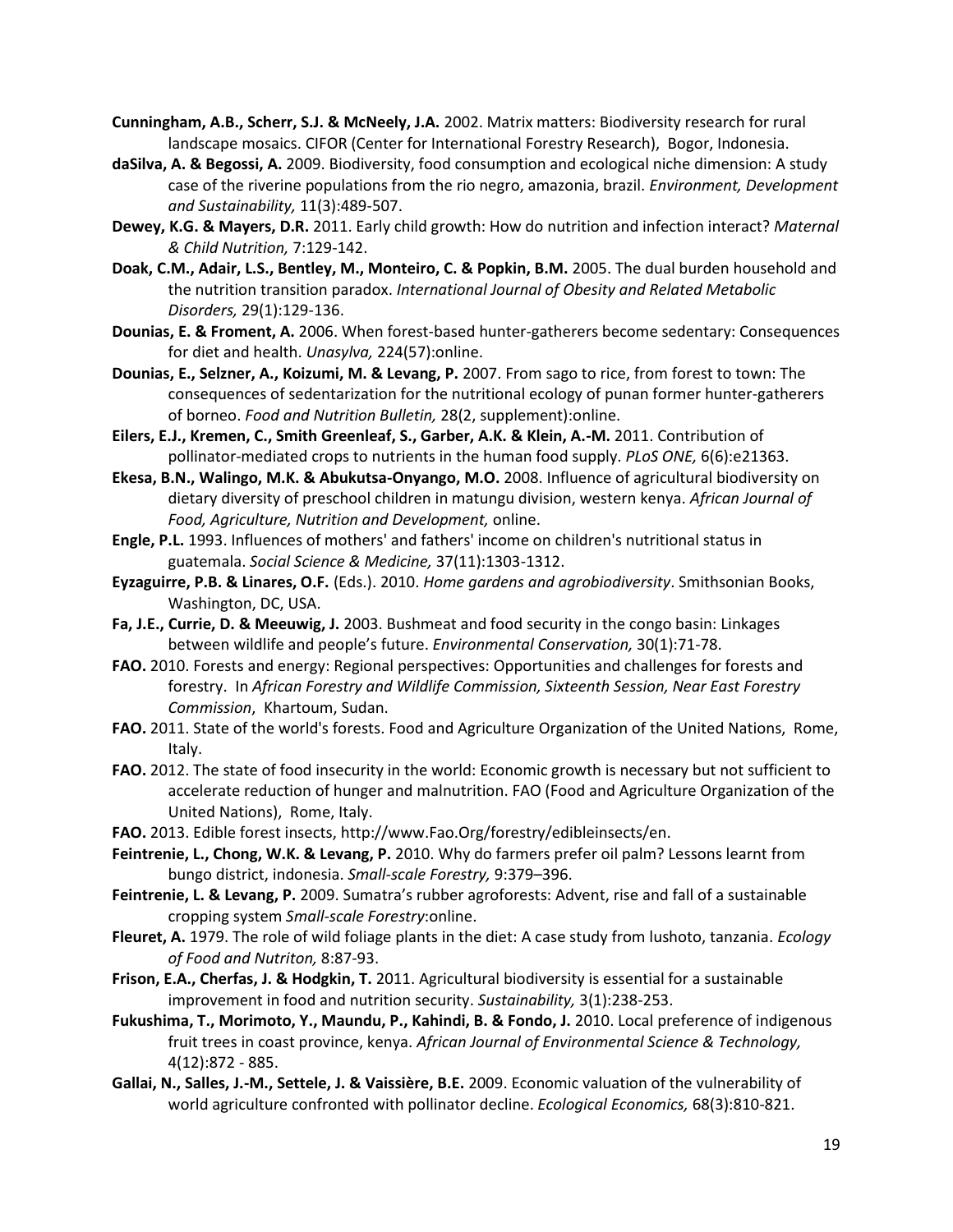**Cunningham, A.B., Scherr, S.J. & McNeely, J.A.** 2002. Matrix matters: Biodiversity research for rural landscape mosaics. CIFOR (Center for International Forestry Research), Bogor, Indonesia.

**daSilva, A. & Begossi, A.** 2009. Biodiversity, food consumption and ecological niche dimension: A study case of the riverine populations from the rio negro, amazonia, brazil. *Environment, Development and Sustainability,* 11(3):489-507.

**Dewey, K.G. & Mayers, D.R.** 2011. Early child growth: How do nutrition and infection interact? *Maternal & Child Nutrition,* 7:129-142.

**Doak, C.M., Adair, L.S., Bentley, M., Monteiro, C. & Popkin, B.M.** 2005. The dual burden household and the nutrition transition paradox. *International Journal of Obesity and Related Metabolic Disorders,* 29(1):129-136.

**Dounias, E. & Froment, A.** 2006. When forest-based hunter-gatherers become sedentary: Consequences for diet and health. *Unasylva,* 224(57):online.

**Dounias, E., Selzner, A., Koizumi, M. & Levang, P.** 2007. From sago to rice, from forest to town: The consequences of sedentarization for the nutritional ecology of punan former hunter-gatherers of borneo. *Food and Nutrition Bulletin,* 28(2, supplement):online.

**Eilers, E.J., Kremen, C., Smith Greenleaf, S., Garber, A.K. & Klein, A.-M.** 2011. Contribution of pollinator-mediated crops to nutrients in the human food supply. *PLoS ONE,* 6(6):e21363.

**Ekesa, B.N., Walingo, M.K. & Abukutsa-Onyango, M.O.** 2008. Influence of agricultural biodiversity on dietary diversity of preschool children in matungu division, western kenya. *African Journal of Food, Agriculture, Nutrition and Development,* online.

**Engle, P.L.** 1993. Influences of mothers' and fathers' income on children's nutritional status in guatemala. *Social Science & Medicine,* 37(11):1303-1312.

**Eyzaguirre, P.B. & Linares, O.F.** (Eds.). 2010. *Home gardens and agrobiodiversity*. Smithsonian Books, Washington, DC, USA.

**Fa, J.E., Currie, D. & Meeuwig, J.** 2003. Bushmeat and food security in the congo basin: Linkages between wildlife and people's future. *Environmental Conservation,* 30(1):71-78.

**FAO.** 2010. Forests and energy: Regional perspectives: Opportunities and challenges for forests and forestry. In *African Forestry and Wildlife Commission, Sixteenth Session, Near East Forestry Commission*, Khartoum, Sudan.

**FAO.** 2011. State of the world's forests. Food and Agriculture Organization of the United Nations, Rome, Italy.

**FAO.** 2012. The state of food insecurity in the world: Economic growth is necessary but not sufficient to accelerate reduction of hunger and malnutrition. FAO (Food and Agriculture Organization of the United Nations), Rome, Italy.

**FAO.** 2013. Edible forest insects, http://www.Fao.Org/forestry/edibleinsects/en.

**Feintrenie, L., Chong, W.K. & Levang, P.** 2010. Why do farmers prefer oil palm? Lessons learnt from bungo district, indonesia. *Small-scale Forestry,* 9:379–396.

**Feintrenie, L. & Levang, P.** 2009. Sumatra's rubber agroforests: Advent, rise and fall of a sustainable cropping system *Small-scale Forestry*:online.

**Fleuret, A.** 1979. The role of wild foliage plants in the diet: A case study from lushoto, tanzania. *Ecology of Food and Nutriton,* 8:87-93.

**Frison, E.A., Cherfas, J. & Hodgkin, T.** 2011. Agricultural biodiversity is essential for a sustainable improvement in food and nutrition security. *Sustainability,* 3(1):238-253.

**Fukushima, T., Morimoto, Y., Maundu, P., Kahindi, B. & Fondo, J.** 2010. Local preference of indigenous fruit trees in coast province, kenya. *African Journal of Environmental Science & Technology,* 4(12):872 - 885.

**Gallai, N., Salles, J.-M., Settele, J. & Vaissière, B.E.** 2009. Economic valuation of the vulnerability of world agriculture confronted with pollinator decline. *Ecological Economics,* 68(3):810-821.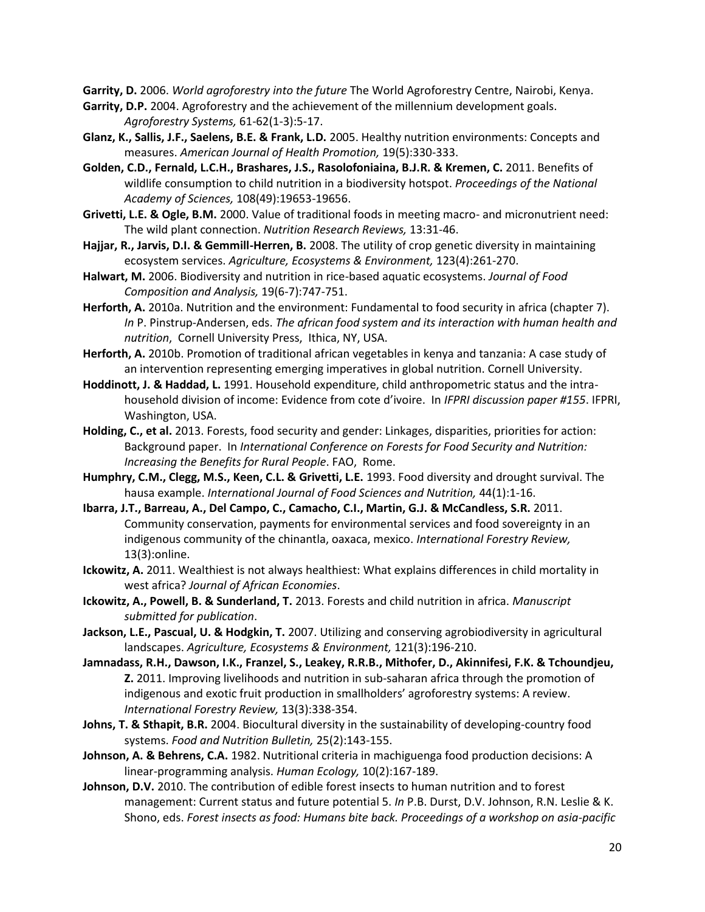**Garrity, D.** 2006. *World agroforestry into the future* The World Agroforestry Centre, Nairobi, Kenya.

**Garrity, D.P.** 2004. Agroforestry and the achievement of the millennium development goals. *Agroforestry Systems,* 61-62(1-3):5-17.

**Glanz, K., Sallis, J.F., Saelens, B.E. & Frank, L.D.** 2005. Healthy nutrition environments: Concepts and measures. *American Journal of Health Promotion,* 19(5):330-333.

**Golden, C.D., Fernald, L.C.H., Brashares, J.S., Rasolofoniaina, B.J.R. & Kremen, C.** 2011. Benefits of wildlife consumption to child nutrition in a biodiversity hotspot. *Proceedings of the National Academy of Sciences,* 108(49):19653-19656.

**Grivetti, L.E. & Ogle, B.M.** 2000. Value of traditional foods in meeting macro- and micronutrient need: The wild plant connection. *Nutrition Research Reviews,* 13:31-46.

**Hajjar, R., Jarvis, D.I. & Gemmill-Herren, B.** 2008. The utility of crop genetic diversity in maintaining ecosystem services. *Agriculture, Ecosystems & Environment,* 123(4):261-270.

**Halwart, M.** 2006. Biodiversity and nutrition in rice-based aquatic ecosystems. *Journal of Food Composition and Analysis,* 19(6-7):747-751.

**Herforth, A.** 2010a. Nutrition and the environment: Fundamental to food security in africa (chapter 7). *In* P. Pinstrup-Andersen, eds. *The african food system and its interaction with human health and nutrition*, Cornell University Press, Ithica, NY, USA.

**Herforth, A.** 2010b. Promotion of traditional african vegetables in kenya and tanzania: A case study of an intervention representing emerging imperatives in global nutrition. Cornell University.

**Hoddinott, J. & Haddad, L.** 1991. Household expenditure, child anthropometric status and the intra-household division of income: Evidence from cote d'ivoire. In *IFPRI discussion paper #155*. IFPRI, Washington, USA.

**Holding, C., et al.** 2013. Forests, food security and gender: Linkages, disparities, priorities for action: Background paper. In *International Conference on Forests for Food Security and Nutrition: Increasing the Benefits for Rural People*. FAO, Rome.

**Humphry, C.M., Clegg, M.S., Keen, C.L. & Grivetti, L.E.** 1993. Food diversity and drought survival. The hausa example. *International Journal of Food Sciences and Nutrition,* 44(1):1-16.

**Ibarra, J.T., Barreau, A., Del Campo, C., Camacho, C.I., Martin, G.J. & McCandless, S.R.** 2011. Community conservation, payments for environmental services and food sovereignty in an indigenous community of the chinantla, oaxaca, mexico. *International Forestry Review,* 13(3):online.

**Ickowitz, A.** 2011. Wealthiest is not always healthiest: What explains differences in child mortality in west africa? *Journal of African Economies*.

**Ickowitz, A., Powell, B. & Sunderland, T.** 2013. Forests and child nutrition in africa. *Manuscript submitted for publication*.

**Jackson, L.E., Pascual, U. & Hodgkin, T.** 2007. Utilizing and conserving agrobiodiversity in agricultural landscapes. *Agriculture, Ecosystems & Environment,* 121(3):196-210.

**Jamnadass, R.H., Dawson, I.K., Franzel, S., Leakey, R.R.B., Mithofer, D., Akinnifesi, F.K. & Tchoundjeu, Z.** 2011. Improving livelihoods and nutrition in sub-saharan africa through the promotion of indigenous and exotic fruit production in smallholders' agroforestry systems: A review. *International Forestry Review,* 13(3):338-354.

**Johns, T. & Sthapit, B.R.** 2004. Biocultural diversity in the sustainability of developing-country food systems. *Food and Nutrition Bulletin,* 25(2):143-155.

**Johnson, A. & Behrens, C.A.** 1982. Nutritional criteria in machiguenga food production decisions: A linear-programming analysis. *Human Ecology,* 10(2):167-189.

**Johnson, D.V.** 2010. The contribution of edible forest insects to human nutrition and to forest management: Current status and future potential 5. *In* P.B. Durst, D.V. Johnson, R.N. Leslie & K. Shono, eds. *Forest insects as food: Humans bite back. Proceedings of a workshop on asia-pacific*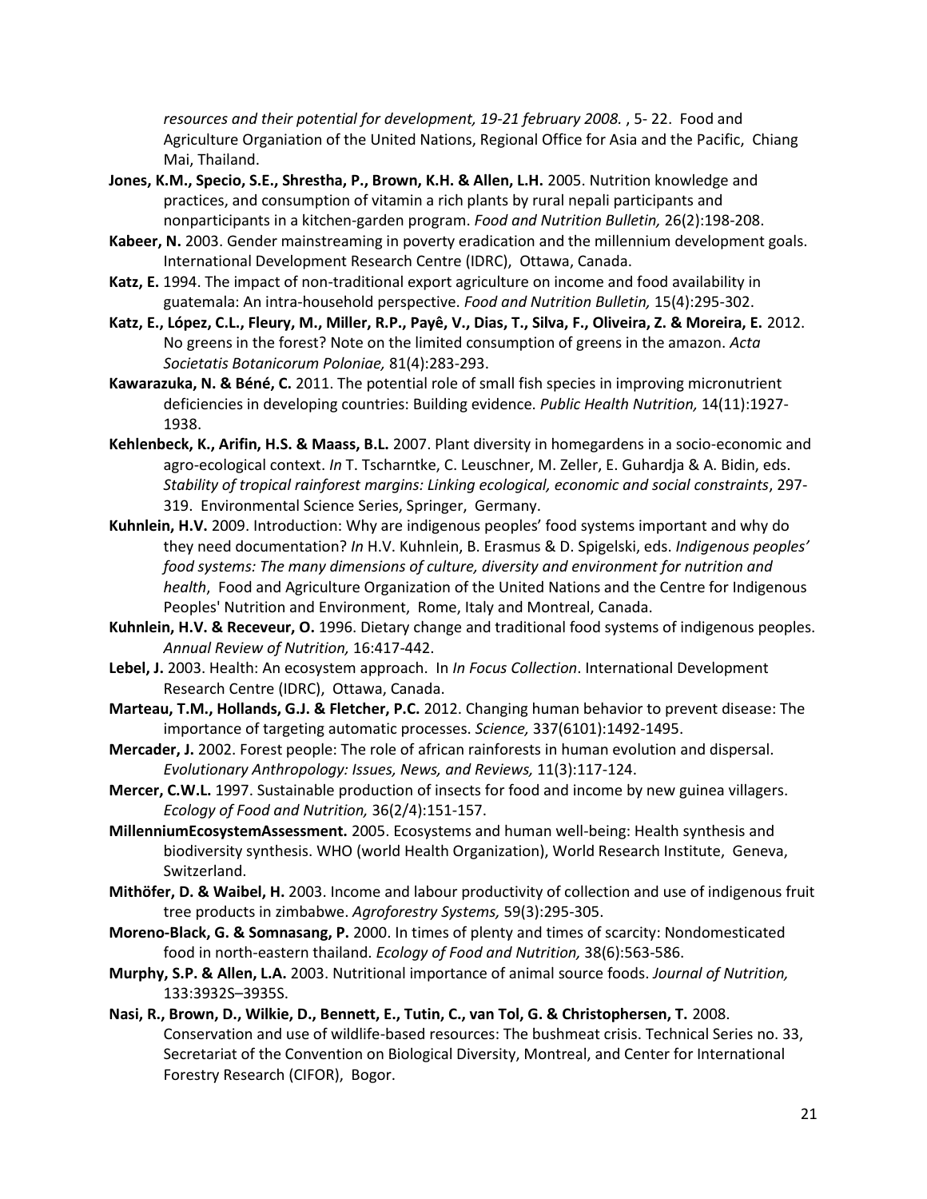*resources and their potential for development, 19-21 february 2008.* , 5- 22. Food and Agriculture Organiation of the United Nations, Regional Office for Asia and the Pacific, Chiang Mai, Thailand.

**Jones, K.M., Specio, S.E., Shrestha, P., Brown, K.H. & Allen, L.H.** 2005. Nutrition knowledge and practices, and consumption of vitamin a rich plants by rural nepali participants and nonparticipants in a kitchen-garden program. *Food and Nutrition Bulletin,* 26(2):198-208.

**Kabeer, N.** 2003. Gender mainstreaming in poverty eradication and the millennium development goals. International Development Research Centre (IDRC), Ottawa, Canada.

**Katz, E.** 1994. The impact of non-traditional export agriculture on income and food availability in guatemala: An intra-household perspective. *Food and Nutrition Bulletin,* 15(4):295-302.

**Katz, E., López, C.L., Fleury, M., Miller, R.P., Payê, V., Dias, T., Silva, F., Oliveira, Z. & Moreira, E.** 2012. No greens in the forest? Note on the limited consumption of greens in the amazon. *Acta Societatis Botanicorum Poloniae,* 81(4):283-293.

**Kawarazuka, N. & Béné, C.** 2011. The potential role of small fish species in improving micronutrient deficiencies in developing countries: Building evidence. *Public Health Nutrition,* 14(11):1927-1938.

**Kehlenbeck, K., Arifin, H.S. & Maass, B.L.** 2007. Plant diversity in homegardens in a socio-economic and agro-ecological context. *In* T. Tscharntke, C. Leuschner, M. Zeller, E. Guhardja & A. Bidin, eds. *Stability of tropical rainforest margins: Linking ecological, economic and social constraints*, 297-319. Environmental Science Series, Springer, Germany.

**Kuhnlein, H.V.** 2009. Introduction: Why are indigenous peoples' food systems important and why do they need documentation? *In* H.V. Kuhnlein, B. Erasmus & D. Spigelski, eds. *Indigenous peoples' food systems: The many dimensions of culture, diversity and environment for nutrition and health*, Food and Agriculture Organization of the United Nations and the Centre for Indigenous Peoples' Nutrition and Environment, Rome, Italy and Montreal, Canada.

**Kuhnlein, H.V. & Receveur, O.** 1996. Dietary change and traditional food systems of indigenous peoples. *Annual Review of Nutrition,* 16:417-442.

**Lebel, J.** 2003. Health: An ecosystem approach. In *In Focus Collection*. International Development Research Centre (IDRC), Ottawa, Canada.

**Marteau, T.M., Hollands, G.J. & Fletcher, P.C.** 2012. Changing human behavior to prevent disease: The importance of targeting automatic processes. *Science,* 337(6101):1492-1495.

**Mercader, J.** 2002. Forest people: The role of african rainforests in human evolution and dispersal. *Evolutionary Anthropology: Issues, News, and Reviews,* 11(3):117-124.

**Mercer, C.W.L.** 1997. Sustainable production of insects for food and income by new guinea villagers. *Ecology of Food and Nutrition,* 36(2/4):151-157.

**MillenniumEcosystemAssessment.** 2005. Ecosystems and human well-being: Health synthesis and biodiversity synthesis. WHO (world Health Organization), World Research Institute, Geneva, Switzerland.

**Mithöfer, D. & Waibel, H.** 2003. Income and labour productivity of collection and use of indigenous fruit tree products in zimbabwe. *Agroforestry Systems,* 59(3):295-305.

**Moreno-Black, G. & Somnasang, P.** 2000. In times of plenty and times of scarcity: Nondomesticated food in north-eastern thailand. *Ecology of Food and Nutrition,* 38(6):563-586.

**Murphy, S.P. & Allen, L.A.** 2003. Nutritional importance of animal source foods. *Journal of Nutrition,* 133:3932S–3935S.

**Nasi, R., Brown, D., Wilkie, D., Bennett, E., Tutin, C., van Tol, G. & Christophersen, T.** 2008. Conservation and use of wildlife-based resources: The bushmeat crisis. Technical Series no. 33, Secretariat of the Convention on Biological Diversity, Montreal, and Center for International Forestry Research (CIFOR), Bogor.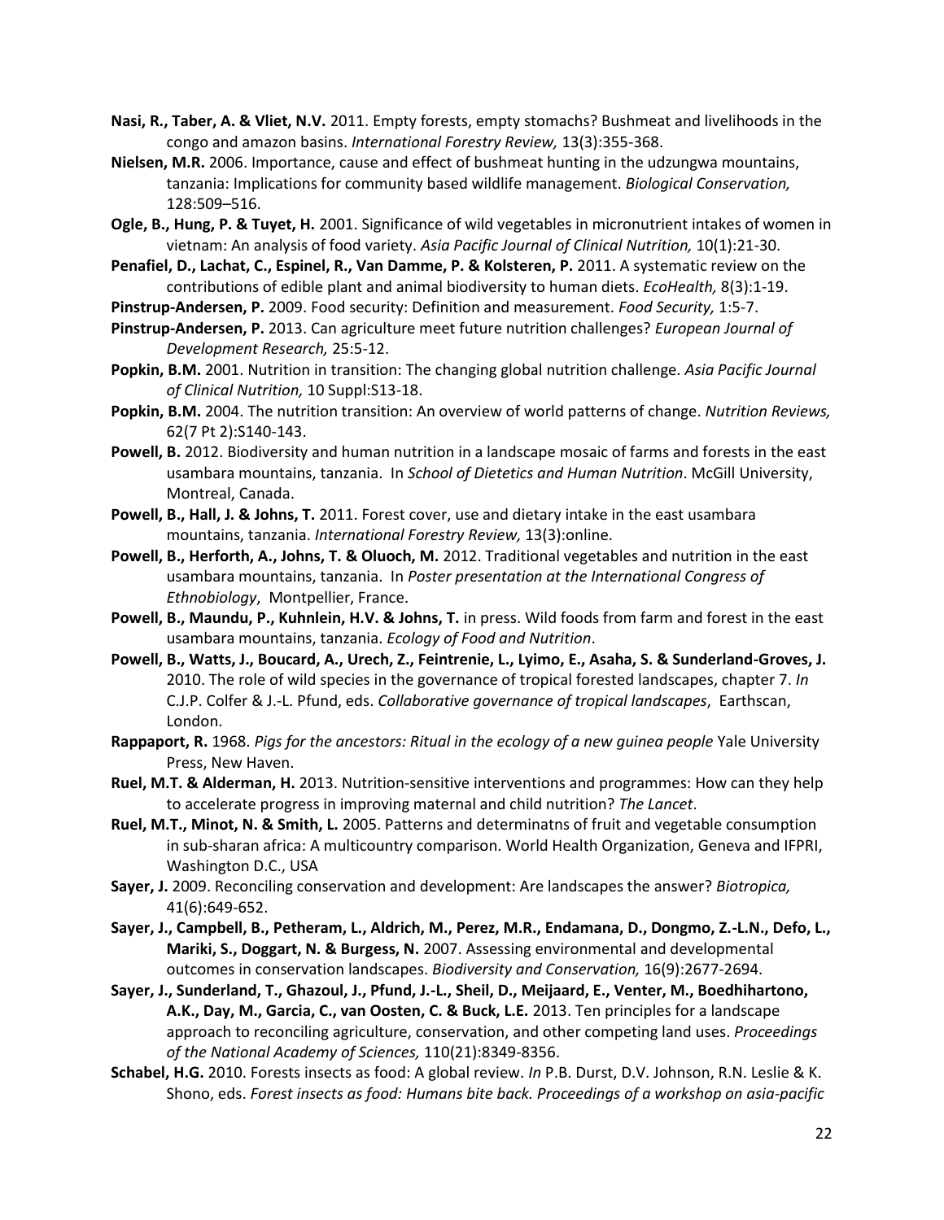**Nasi, R., Taber, A. & Vliet, N.V.** 2011. Empty forests, empty stomachs? Bushmeat and livelihoods in the congo and amazon basins. *International Forestry Review,* 13(3):355-368.

**Nielsen, M.R.** 2006. Importance, cause and effect of bushmeat hunting in the udzungwa mountains, tanzania: Implications for community based wildlife management. *Biological Conservation,* 128:509–516.

**Ogle, B., Hung, P. & Tuyet, H.** 2001. Significance of wild vegetables in micronutrient intakes of women in vietnam: An analysis of food variety. *Asia Pacific Journal of Clinical Nutrition,* 10(1):21-30.

**Penafiel, D., Lachat, C., Espinel, R., Van Damme, P. & Kolsteren, P.** 2011. A systematic review on the contributions of edible plant and animal biodiversity to human diets. *EcoHealth,* 8(3):1-19.

**Pinstrup-Andersen, P.** 2009. Food security: Definition and measurement. *Food Security,* 1:5-7.

**Pinstrup-Andersen, P.** 2013. Can agriculture meet future nutrition challenges? *European Journal of Development Research,* 25:5-12.

**Popkin, B.M.** 2001. Nutrition in transition: The changing global nutrition challenge. *Asia Pacific Journal of Clinical Nutrition,* 10 Suppl:S13-18.

**Popkin, B.M.** 2004. The nutrition transition: An overview of world patterns of change. *Nutrition Reviews,* 62(7 Pt 2):S140-143.

**Powell, B.** 2012. Biodiversity and human nutrition in a landscape mosaic of farms and forests in the east usambara mountains, tanzania. In *School of Dietetics and Human Nutrition*. McGill University, Montreal, Canada.

**Powell, B., Hall, J. & Johns, T.** 2011. Forest cover, use and dietary intake in the east usambara mountains, tanzania. *International Forestry Review,* 13(3):online.

**Powell, B., Herforth, A., Johns, T. & Oluoch, M.** 2012. Traditional vegetables and nutrition in the east usambara mountains, tanzania. In *Poster presentation at the International Congress of Ethnobiology*, Montpellier, France.

**Powell, B., Maundu, P., Kuhnlein, H.V. & Johns, T.** in press. Wild foods from farm and forest in the east usambara mountains, tanzania. *Ecology of Food and Nutrition*.

**Powell, B., Watts, J., Boucard, A., Urech, Z., Feintrenie, L., Lyimo, E., Asaha, S. & Sunderland-Groves, J.** 2010. The role of wild species in the governance of tropical forested landscapes, chapter 7. *In* C.J.P. Colfer & J.-L. Pfund, eds. *Collaborative governance of tropical landscapes*, Earthscan, London.

**Rappaport, R.** 1968. *Pigs for the ancestors: Ritual in the ecology of a new guinea people* Yale University Press, New Haven.

**Ruel, M.T. & Alderman, H.** 2013. Nutrition-sensitive interventions and programmes: How can they help to accelerate progress in improving maternal and child nutrition? *The Lancet*.

**Ruel, M.T., Minot, N. & Smith, L.** 2005. Patterns and determinatns of fruit and vegetable consumption in sub-sharan africa: A multicountry comparison. World Health Organization, Geneva and IFPRI, Washington D.C., USA

**Sayer, J.** 2009. Reconciling conservation and development: Are landscapes the answer? *Biotropica,* 41(6):649-652.

**Sayer, J., Campbell, B., Petheram, L., Aldrich, M., Perez, M.R., Endamana, D., Dongmo, Z.-L.N., Defo, L., Mariki, S., Doggart, N. & Burgess, N.** 2007. Assessing environmental and developmental outcomes in conservation landscapes. *Biodiversity and Conservation,* 16(9):2677-2694.

**Sayer, J., Sunderland, T., Ghazoul, J., Pfund, J.-L., Sheil, D., Meijaard, E., Venter, M., Boedhihartono, A.K., Day, M., Garcia, C., van Oosten, C. & Buck, L.E.** 2013. Ten principles for a landscape approach to reconciling agriculture, conservation, and other competing land uses. *Proceedings of the National Academy of Sciences,* 110(21):8349-8356.

**Schabel, H.G.** 2010. Forests insects as food: A global review. *In* P.B. Durst, D.V. Johnson, R.N. Leslie & K. Shono, eds. *Forest insects as food: Humans bite back. Proceedings of a workshop on asia-pacific*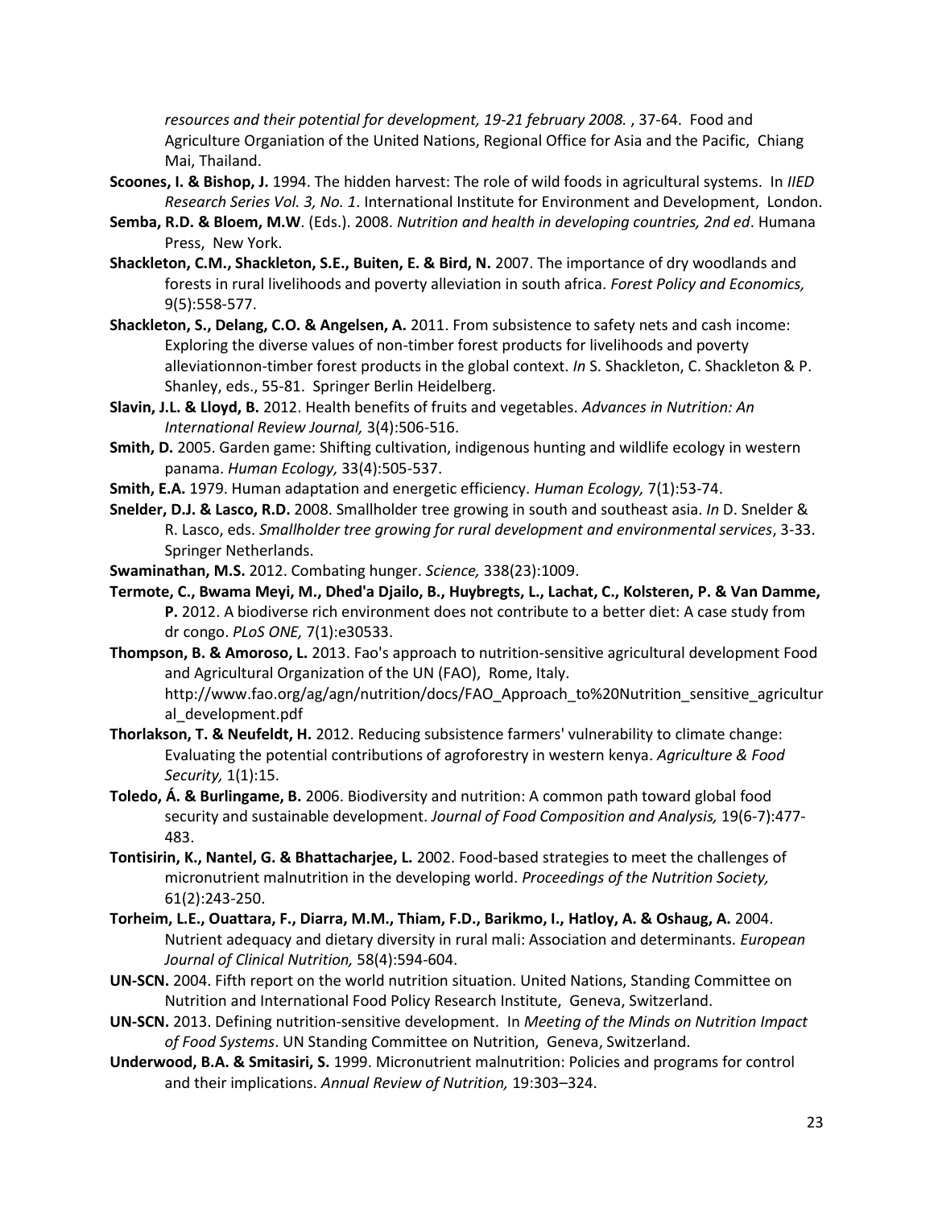*resources and their potential for development, 19-21 february 2008.* , 37-64. Food and Agriculture Organiation of the United Nations, Regional Office for Asia and the Pacific, Chiang Mai, Thailand.

**Scoones, I. & Bishop, J.** 1994. The hidden harvest: The role of wild foods in agricultural systems. In *IIED Research Series Vol. 3, No. 1*. International Institute for Environment and Development, London.

**Semba, R.D. & Bloem, M.W**. (Eds.). 2008. *Nutrition and health in developing countries, 2nd ed*. Humana Press, New York.

**Shackleton, C.M., Shackleton, S.E., Buiten, E. & Bird, N.** 2007. The importance of dry woodlands and forests in rural livelihoods and poverty alleviation in south africa. *Forest Policy and Economics,* 9(5):558-577.

**Shackleton, S., Delang, C.O. & Angelsen, A.** 2011. From subsistence to safety nets and cash income: Exploring the diverse values of non-timber forest products for livelihoods and poverty alleviationnon-timber forest products in the global context. *In* S. Shackleton, C. Shackleton & P. Shanley, eds., 55-81. Springer Berlin Heidelberg.

**Slavin, J.L. & Lloyd, B.** 2012. Health benefits of fruits and vegetables. *Advances in Nutrition: An International Review Journal,* 3(4):506-516.

**Smith, D.** 2005. Garden game: Shifting cultivation, indigenous hunting and wildlife ecology in western panama. *Human Ecology,* 33(4):505-537.

**Smith, E.A.** 1979. Human adaptation and energetic efficiency. *Human Ecology,* 7(1):53-74.

**Snelder, D.J. & Lasco, R.D.** 2008. Smallholder tree growing in south and southeast asia. *In* D. Snelder & R. Lasco, eds. *Smallholder tree growing for rural development and environmental services*, 3-33. Springer Netherlands.

**Swaminathan, M.S.** 2012. Combating hunger. *Science,* 338(23):1009.

**Termote, C., Bwama Meyi, M., Dhed'a Djailo, B., Huybregts, L., Lachat, C., Kolsteren, P. & Van Damme, P.** 2012. A biodiverse rich environment does not contribute to a better diet: A case study from dr congo. *PLoS ONE,* 7(1):e30533.

**Thompson, B. & Amoroso, L.** 2013. Fao's approach to nutrition-sensitive agricultural development Food and Agricultural Organization of the UN (FAO), Rome, Italy. http://www.fao.org/ag/agn/nutrition/docs/FAO_Approach_to%20Nutrition_sensitive_agricultural_development.pdf

**Thorlakson, T. & Neufeldt, H.** 2012. Reducing subsistence farmers' vulnerability to climate change: Evaluating the potential contributions of agroforestry in western kenya. *Agriculture & Food Security,* 1(1):15.

**Toledo, Á. & Burlingame, B.** 2006. Biodiversity and nutrition: A common path toward global food security and sustainable development. *Journal of Food Composition and Analysis,* 19(6-7):477-483.

**Tontisirin, K., Nantel, G. & Bhattacharjee, L.** 2002. Food-based strategies to meet the challenges of micronutrient malnutrition in the developing world. *Proceedings of the Nutrition Society,* 61(2):243-250.

**Torheim, L.E., Ouattara, F., Diarra, M.M., Thiam, F.D., Barikmo, I., Hatloy, A. & Oshaug, A.** 2004. Nutrient adequacy and dietary diversity in rural mali: Association and determinants. *European Journal of Clinical Nutrition,* 58(4):594-604.

**UN-SCN.** 2004. Fifth report on the world nutrition situation. United Nations, Standing Committee on Nutrition and International Food Policy Research Institute, Geneva, Switzerland.

**UN-SCN.** 2013. Defining nutrition-sensitive development. In *Meeting of the Minds on Nutrition Impact of Food Systems*. UN Standing Committee on Nutrition, Geneva, Switzerland.

**Underwood, B.A. & Smitasiri, S.** 1999. Micronutrient malnutrition: Policies and programs for control and their implications. *Annual Review of Nutrition,* 19:303–324.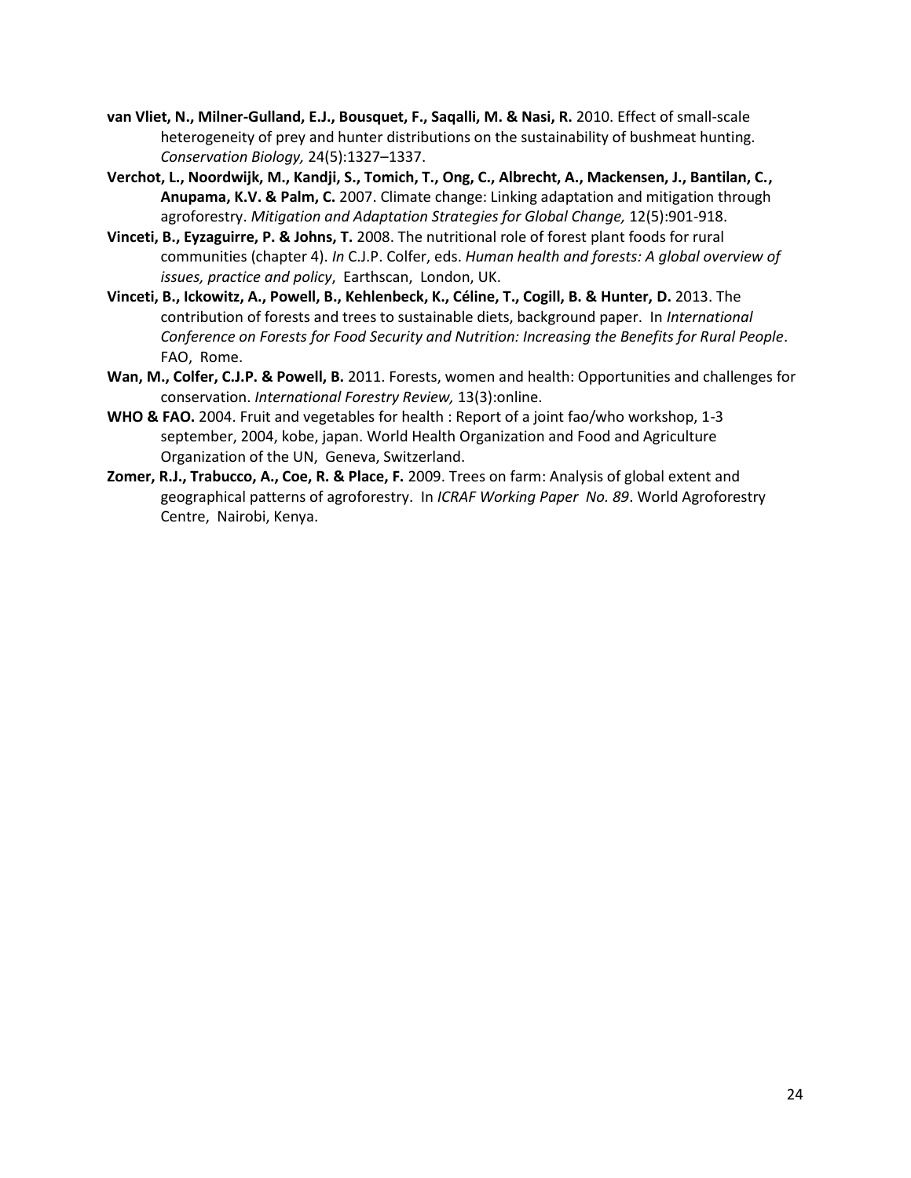**van Vliet, N., Milner-Gulland, E.J., Bousquet, F., Saqalli, M. & Nasi, R.** 2010. Effect of small-scale heterogeneity of prey and hunter distributions on the sustainability of bushmeat hunting. *Conservation Biology,* 24(5):1327–1337.

**Verchot, L., Noordwijk, M., Kandji, S., Tomich, T., Ong, C., Albrecht, A., Mackensen, J., Bantilan, C., Anupama, K.V. & Palm, C.** 2007. Climate change: Linking adaptation and mitigation through agroforestry. *Mitigation and Adaptation Strategies for Global Change,* 12(5):901-918.

**Vinceti, B., Eyzaguirre, P. & Johns, T.** 2008. The nutritional role of forest plant foods for rural communities (chapter 4). *In* C.J.P. Colfer, eds. *Human health and forests: A global overview of issues, practice and policy*, Earthscan, London, UK.

**Vinceti, B., Ickowitz, A., Powell, B., Kehlenbeck, K., Céline, T., Cogill, B. & Hunter, D.** 2013. The contribution of forests and trees to sustainable diets, background paper. In *International Conference on Forests for Food Security and Nutrition: Increasing the Benefits for Rural People*. FAO, Rome.

**Wan, M., Colfer, C.J.P. & Powell, B.** 2011. Forests, women and health: Opportunities and challenges for conservation. *International Forestry Review,* 13(3):online.

**WHO & FAO.** 2004. Fruit and vegetables for health : Report of a joint fao/who workshop, 1-3 september, 2004, kobe, japan. World Health Organization and Food and Agriculture Organization of the UN, Geneva, Switzerland.

**Zomer, R.J., Trabucco, A., Coe, R. & Place, F.** 2009. Trees on farm: Analysis of global extent and geographical patterns of agroforestry. In *ICRAF Working Paper No. 89*. World Agroforestry Centre, Nairobi, Kenya.